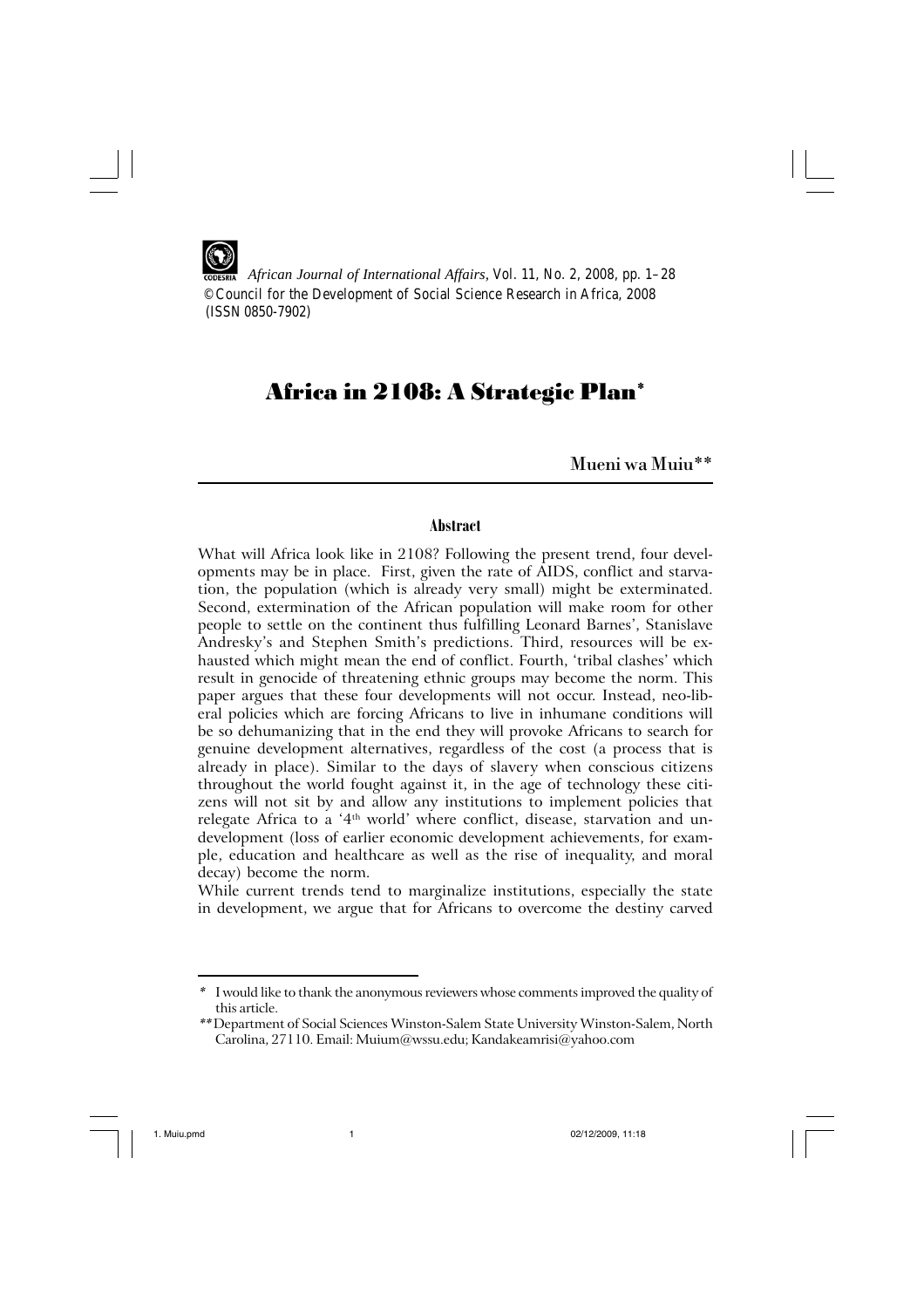*African Journal of International Affairs*, Vol. 11, No. 2, 2008, pp. 1–28
© Council for the Development of Social Science Research in Africa, 2008
(ISSN 0850-7902)

# Africa in 2108: A Strategic Plan*

**Mueni wa Muiu****

### Abstract

What will Africa look like in 2108? Following the present trend, four developments may be in place. First, given the rate of AIDS, conflict and starvation, the population (which is already very small) might be exterminated. Second, extermination of the African population will make room for other people to settle on the continent thus fulfilling Leonard Barnes', Stanislave Andresky's and Stephen Smith's predictions. Third, resources will be exhausted which might mean the end of conflict. Fourth, 'tribal clashes' which result in genocide of threatening ethnic groups may become the norm. This paper argues that these four developments will not occur. Instead, neo-liberal policies which are forcing Africans to live in inhumane conditions will be so dehumanizing that in the end they will provoke Africans to search for genuine development alternatives, regardless of the cost (a process that is already in place). Similar to the days of slavery when conscious citizens throughout the world fought against it, in the age of technology these citizens will not sit by and allow any institutions to implement policies that relegate Africa to a '4th world' where conflict, disease, starvation and undevelopment (loss of earlier economic development achievements, for example, education and healthcare as well as the rise of inequality, and moral decay) become the norm.

While current trends tend to marginalize institutions, especially the state in development, we argue that for Africans to overcome the destiny carved

---

\* I would like to thank the anonymous reviewers whose comments improved the quality of this article.

\*\* Department of Social Sciences Winston-Salem State University Winston-Salem, North Carolina, 27110. Email: Muium@wssu.edu; Kandakeamrisi@yahoo.com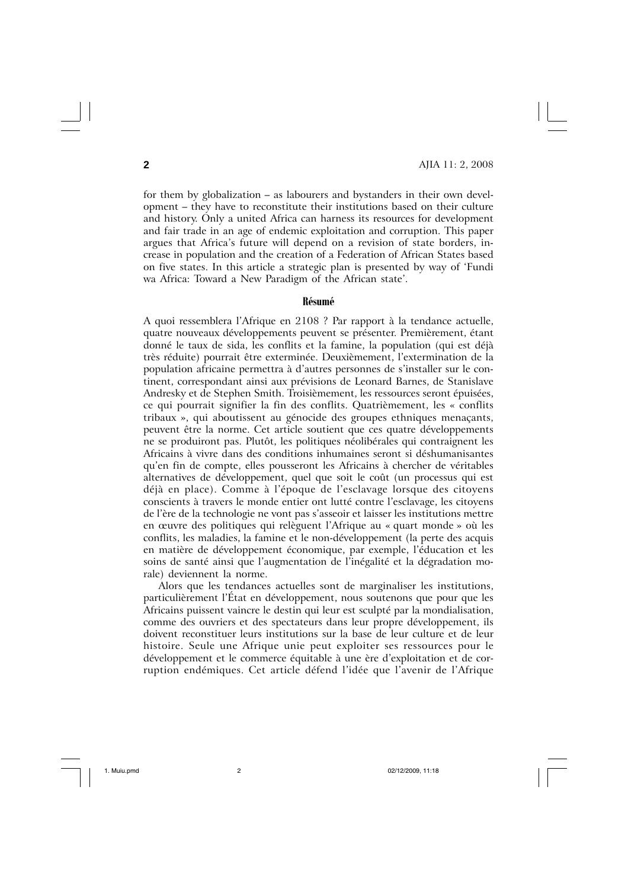for them by globalization – as labourers and bystanders in their own development – they have to reconstitute their institutions based on their culture and history. Only a united Africa can harness its resources for development and fair trade in an age of endemic exploitation and corruption. This paper argues that Africa's future will depend on a revision of state borders, increase in population and the creation of a Federation of African States based on five states. In this article a strategic plan is presented by way of 'Fundi wa Africa: Toward a New Paradigm of the African state'.

## Résumé

A quoi ressemblera l'Afrique en 2108 ? Par rapport à la tendance actuelle, quatre nouveaux développements peuvent se présenter. Premièrement, étant donné le taux de sida, les conflits et la famine, la population (qui est déjà très réduite) pourrait être exterminée. Deuxièmement, l'extermination de la population africaine permettra à d'autres personnes de s'installer sur le continent, correspondant ainsi aux prévisions de Leonard Barnes, de Stanislave Andresky et de Stephen Smith. Troisièmement, les ressources seront épuisées, ce qui pourrait signifier la fin des conflits. Quatrièmement, les « conflits tribaux », qui aboutissent au génocide des groupes ethniques menaçants, peuvent être la norme. Cet article soutient que ces quatre développements ne se produiront pas. Plutôt, les politiques néolibérales qui contraignent les Africains à vivre dans des conditions inhumaines seront si déshumanisantes qu'en fin de compte, elles pousseront les Africains à chercher de véritables alternatives de développement, quel que soit le coût (un processus qui est déjà en place). Comme à l'époque de l'esclavage lorsque des citoyens conscients à travers le monde entier ont lutté contre l'esclavage, les citoyens de l'ère de la technologie ne vont pas s'asseoir et laisser les institutions mettre en œuvre des politiques qui relèguent l'Afrique au « quart monde » où les conflits, les maladies, la famine et le non-développement (la perte des acquis en matière de développement économique, par exemple, l'éducation et les soins de santé ainsi que l'augmentation de l'inégalité et la dégradation morale) deviennent la norme.

Alors que les tendances actuelles sont de marginaliser les institutions, particulièrement l'État en développement, nous soutenons que pour que les Africains puissent vaincre le destin qui leur est sculpté par la mondialisation, comme des ouvriers et des spectateurs dans leur propre développement, ils doivent reconstituer leurs institutions sur la base de leur culture et de leur histoire. Seule une Afrique unie peut exploiter ses ressources pour le développement et le commerce équitable à une ère d'exploitation et de corruption endémiques. Cet article défend l'idée que l'avenir de l'Afrique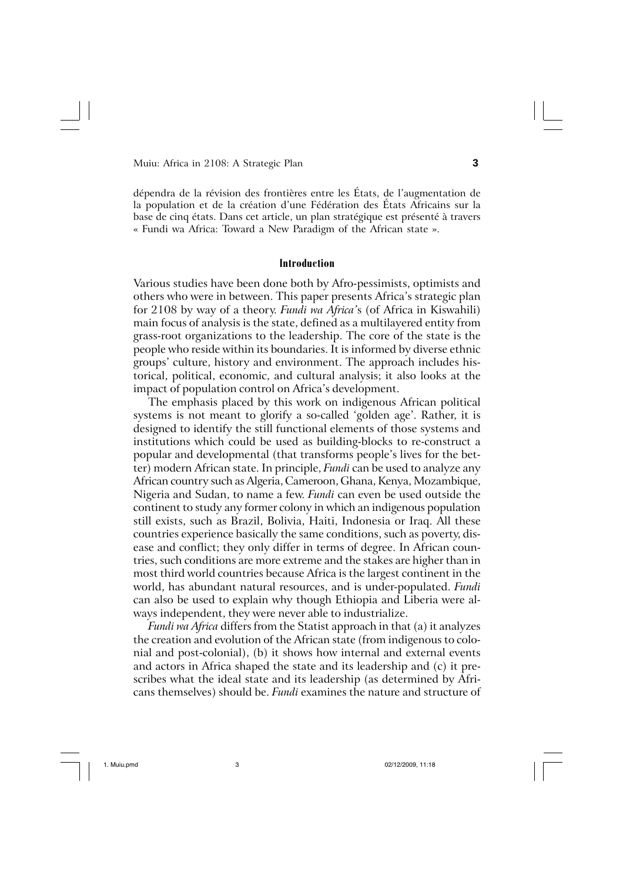dépendra de la révision des frontières entre les États, de l'augmentation de la population et de la création d'une Fédération des États Africains sur la base de cinq états. Dans cet article, un plan stratégique est présenté à travers « Fundi wa Africa: Toward a New Paradigm of the African state ».

## Introduction

Various studies have been done both by Afro-pessimists, optimists and others who were in between. This paper presents Africa's strategic plan for 2108 by way of a theory. *Fundi wa Africa*'s (of Africa in Kiswahili) main focus of analysis is the state, defined as a multilayered entity from grass-root organizations to the leadership. The core of the state is the people who reside within its boundaries. It is informed by diverse ethnic groups' culture, history and environment. The approach includes historical, political, economic, and cultural analysis; it also looks at the impact of population control on Africa's development.

The emphasis placed by this work on indigenous African political systems is not meant to glorify a so-called 'golden age'. Rather, it is designed to identify the still functional elements of those systems and institutions which could be used as building-blocks to re-construct a popular and developmental (that transforms people's lives for the better) modern African state. In principle, *Fundi* can be used to analyze any African country such as Algeria, Cameroon, Ghana, Kenya, Mozambique, Nigeria and Sudan, to name a few. *Fundi* can even be used outside the continent to study any former colony in which an indigenous population still exists, such as Brazil, Bolivia, Haiti, Indonesia or Iraq. All these countries experience basically the same conditions, such as poverty, disease and conflict; they only differ in terms of degree. In African countries, such conditions are more extreme and the stakes are higher than in most third world countries because Africa is the largest continent in the world, has abundant natural resources, and is under-populated. *Fundi* can also be used to explain why though Ethiopia and Liberia were always independent, they were never able to industrialize.

*Fundi wa Africa* differs from the Statist approach in that (a) it analyzes the creation and evolution of the African state (from indigenous to colonial and post-colonial), (b) it shows how internal and external events and actors in Africa shaped the state and its leadership and (c) it prescribes what the ideal state and its leadership (as determined by Africans themselves) should be. *Fundi* examines the nature and structure of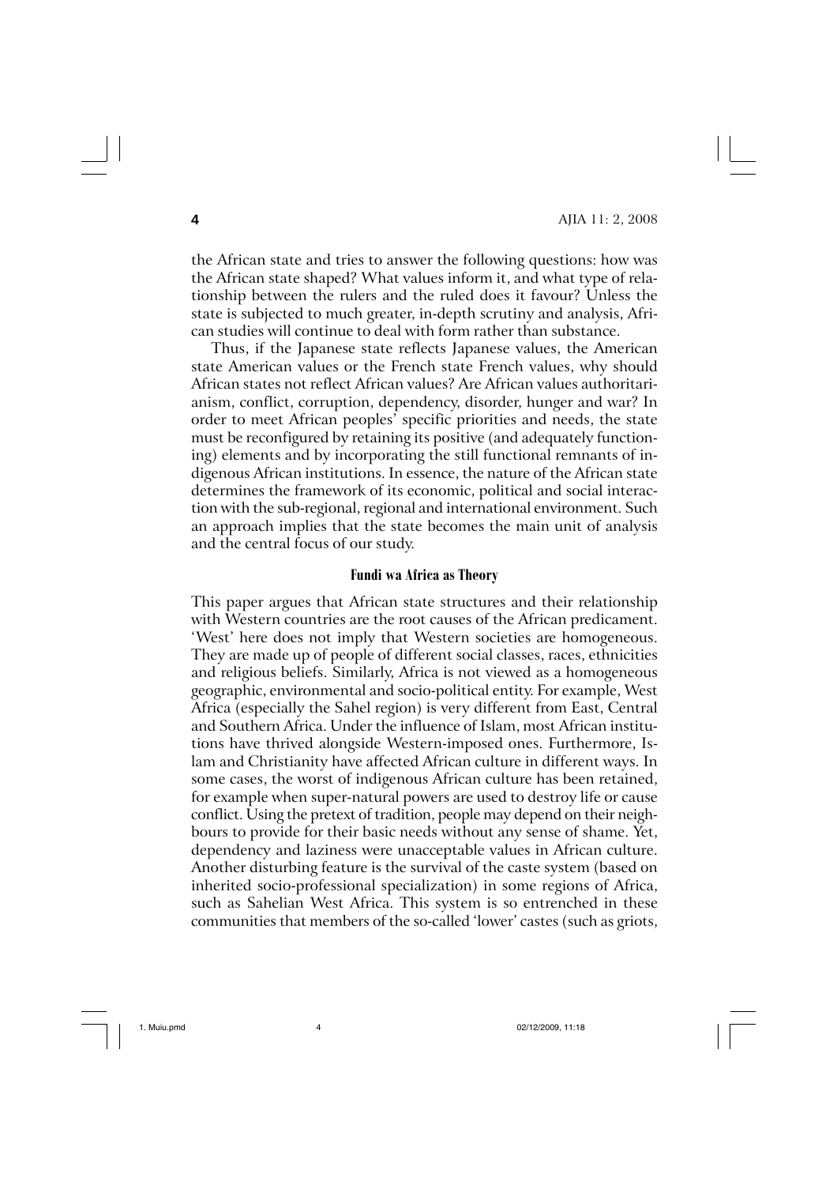the African state and tries to answer the following questions: how was the African state shaped? What values inform it, and what type of relationship between the rulers and the ruled does it favour? Unless the state is subjected to much greater, in-depth scrutiny and analysis, African studies will continue to deal with form rather than substance.

Thus, if the Japanese state reflects Japanese values, the American state American values or the French state French values, why should African states not reflect African values? Are African values authoritarianism, conflict, corruption, dependency, disorder, hunger and war? In order to meet African peoples' specific priorities and needs, the state must be reconfigured by retaining its positive (and adequately functioning) elements and by incorporating the still functional remnants of indigenous African institutions. In essence, the nature of the African state determines the framework of its economic, political and social interaction with the sub-regional, regional and international environment. Such an approach implies that the state becomes the main unit of analysis and the central focus of our study.

## Fundi wa Africa as Theory

This paper argues that African state structures and their relationship with Western countries are the root causes of the African predicament. 'West' here does not imply that Western societies are homogeneous. They are made up of people of different social classes, races, ethnicities and religious beliefs. Similarly, Africa is not viewed as a homogeneous geographic, environmental and socio-political entity. For example, West Africa (especially the Sahel region) is very different from East, Central and Southern Africa. Under the influence of Islam, most African institutions have thrived alongside Western-imposed ones. Furthermore, Islam and Christianity have affected African culture in different ways. In some cases, the worst of indigenous African culture has been retained, for example when super-natural powers are used to destroy life or cause conflict. Using the pretext of tradition, people may depend on their neighbours to provide for their basic needs without any sense of shame. Yet, dependency and laziness were unacceptable values in African culture. Another disturbing feature is the survival of the caste system (based on inherited socio-professional specialization) in some regions of Africa, such as Sahelian West Africa. This system is so entrenched in these communities that members of the so-called 'lower' castes (such as griots,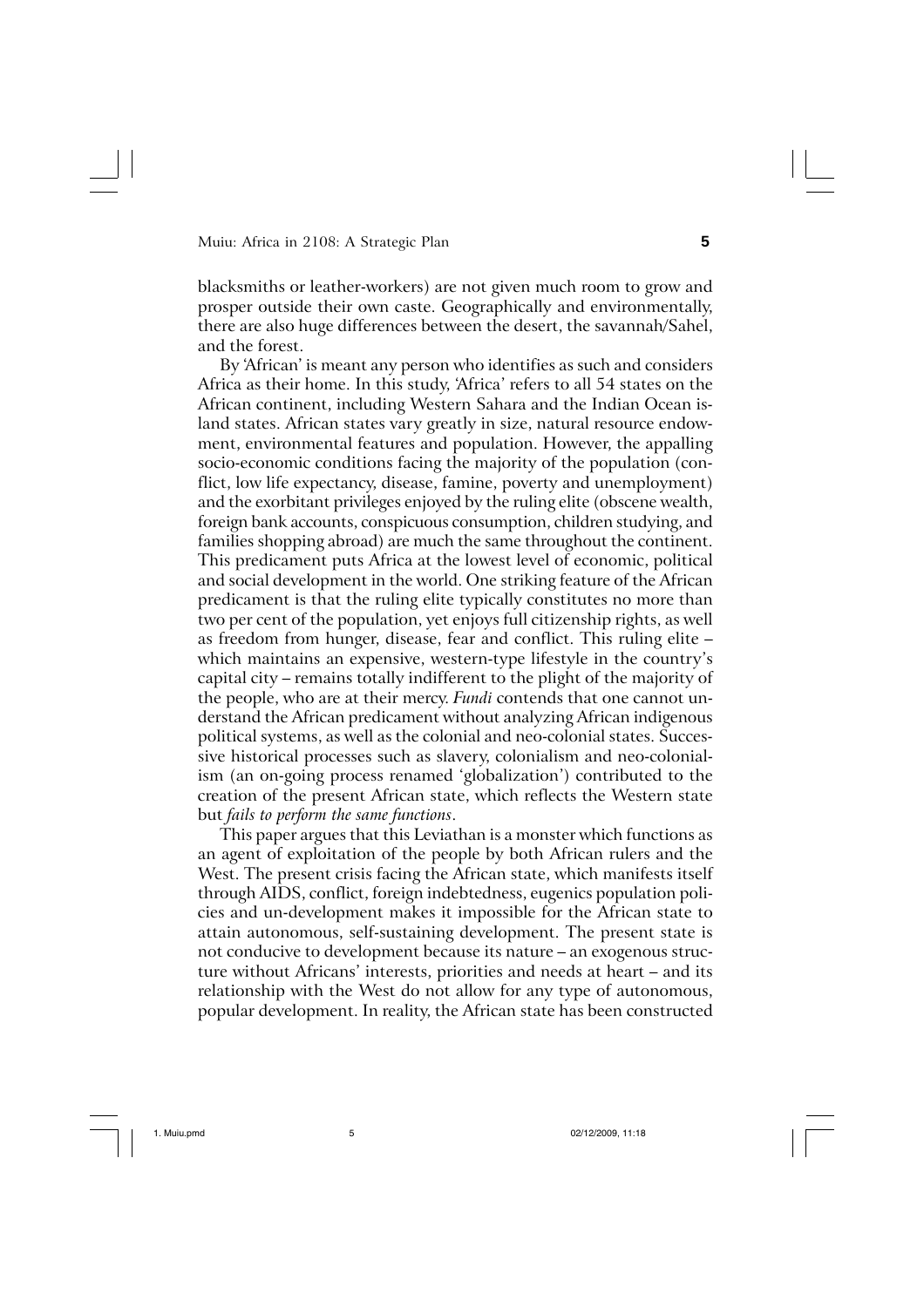blacksmiths or leather-workers) are not given much room to grow and prosper outside their own caste. Geographically and environmentally, there are also huge differences between the desert, the savannah/Sahel, and the forest.

By 'African' is meant any person who identifies as such and considers Africa as their home. In this study, 'Africa' refers to all 54 states on the African continent, including Western Sahara and the Indian Ocean island states. African states vary greatly in size, natural resource endowment, environmental features and population. However, the appalling socio-economic conditions facing the majority of the population (conflict, low life expectancy, disease, famine, poverty and unemployment) and the exorbitant privileges enjoyed by the ruling elite (obscene wealth, foreign bank accounts, conspicuous consumption, children studying, and families shopping abroad) are much the same throughout the continent. This predicament puts Africa at the lowest level of economic, political and social development in the world. One striking feature of the African predicament is that the ruling elite typically constitutes no more than two per cent of the population, yet enjoys full citizenship rights, as well as freedom from hunger, disease, fear and conflict. This ruling elite – which maintains an expensive, western-type lifestyle in the country's capital city – remains totally indifferent to the plight of the majority of the people, who are at their mercy. *Fundi* contends that one cannot understand the African predicament without analyzing African indigenous political systems, as well as the colonial and neo-colonial states. Successive historical processes such as slavery, colonialism and neo-colonialism (an on-going process renamed 'globalization') contributed to the creation of the present African state, which reflects the Western state but *fails to perform the same functions*.

This paper argues that this Leviathan is a monster which functions as an agent of exploitation of the people by both African rulers and the West. The present crisis facing the African state, which manifests itself through AIDS, conflict, foreign indebtedness, eugenics population policies and un-development makes it impossible for the African state to attain autonomous, self-sustaining development. The present state is not conducive to development because its nature – an exogenous structure without Africans' interests, priorities and needs at heart – and its relationship with the West do not allow for any type of autonomous, popular development. In reality, the African state has been constructed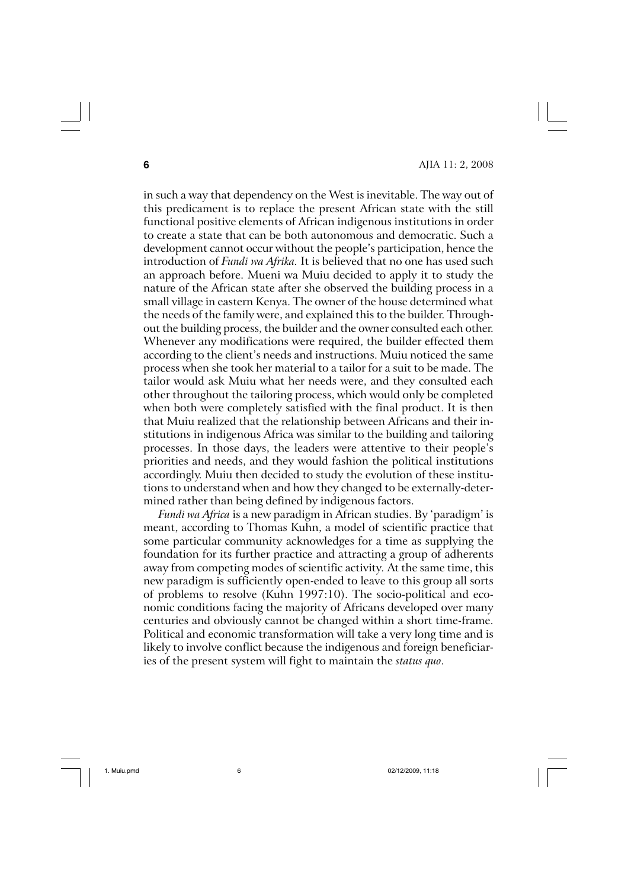in such a way that dependency on the West is inevitable. The way out of this predicament is to replace the present African state with the still functional positive elements of African indigenous institutions in order to create a state that can be both autonomous and democratic. Such a development cannot occur without the people's participation, hence the introduction of *Fundi wa Afrika*. It is believed that no one has used such an approach before. Mueni wa Muiu decided to apply it to study the nature of the African state after she observed the building process in a small village in eastern Kenya. The owner of the house determined what the needs of the family were, and explained this to the builder. Throughout the building process, the builder and the owner consulted each other. Whenever any modifications were required, the builder effected them according to the client's needs and instructions. Muiu noticed the same process when she took her material to a tailor for a suit to be made. The tailor would ask Muiu what her needs were, and they consulted each other throughout the tailoring process, which would only be completed when both were completely satisfied with the final product. It is then that Muiu realized that the relationship between Africans and their institutions in indigenous Africa was similar to the building and tailoring processes. In those days, the leaders were attentive to their people's priorities and needs, and they would fashion the political institutions accordingly. Muiu then decided to study the evolution of these institutions to understand when and how they changed to be externally-determined rather than being defined by indigenous factors.

*Fundi wa Africa* is a new paradigm in African studies. By 'paradigm' is meant, according to Thomas Kuhn, a model of scientific practice that some particular community acknowledges for a time as supplying the foundation for its further practice and attracting a group of adherents away from competing modes of scientific activity. At the same time, this new paradigm is sufficiently open-ended to leave to this group all sorts of problems to resolve (Kuhn 1997:10). The socio-political and economic conditions facing the majority of Africans developed over many centuries and obviously cannot be changed within a short time-frame. Political and economic transformation will take a very long time and is likely to involve conflict because the indigenous and foreign beneficiaries of the present system will fight to maintain the *status quo*.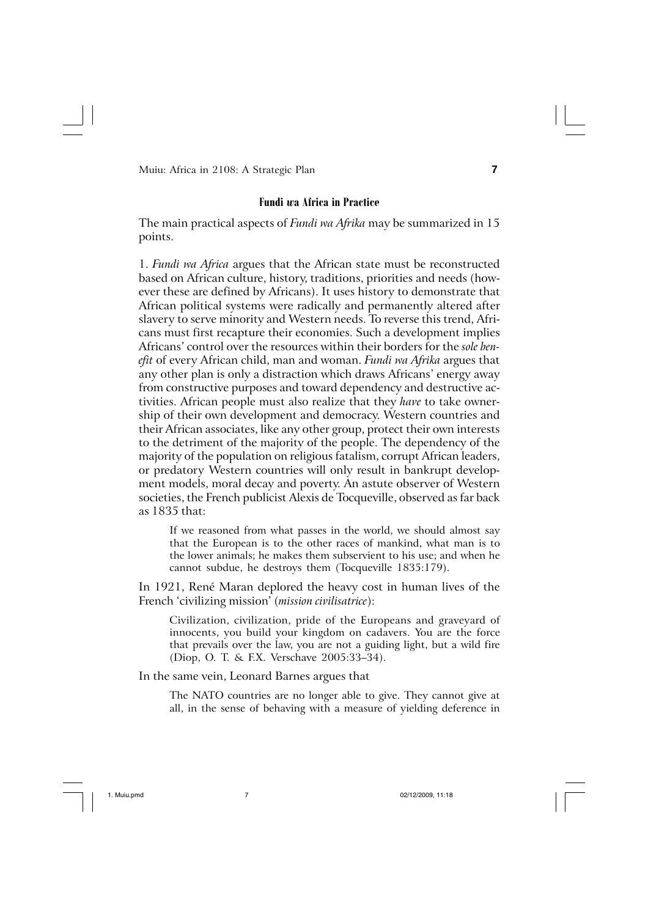### Fundi *wa* Africa in Practice

The main practical aspects of *Fundi wa Afrika* may be summarized in 15 points.

1. *Fundi wa Africa* argues that the African state must be reconstructed based on African culture, history, traditions, priorities and needs (however these are defined by Africans). It uses history to demonstrate that African political systems were radically and permanently altered after slavery to serve minority and Western needs. To reverse this trend, Africans must first recapture their economies. Such a development implies Africans' control over the resources within their borders for the *sole benefit* of every African child, man and woman. *Fundi wa Afrika* argues that any other plan is only a distraction which draws Africans' energy away from constructive purposes and toward dependency and destructive activities. African people must also realize that they *have* to take ownership of their own development and democracy. Western countries and their African associates, like any other group, protect their own interests to the detriment of the majority of the people. The dependency of the majority of the population on religious fatalism, corrupt African leaders, or predatory Western countries will only result in bankrupt development models, moral decay and poverty. An astute observer of Western societies, the French publicist Alexis de Tocqueville, observed as far back as 1835 that:

> If we reasoned from what passes in the world, we should almost say that the European is to the other races of mankind, what man is to the lower animals; he makes them subservient to his use; and when he cannot subdue, he destroys them (Tocqueville 1835:179).

In 1921, René Maran deplored the heavy cost in human lives of the French 'civilizing mission' (*mission civilisatrice*):

> Civilization, civilization, pride of the Europeans and graveyard of innocents, you build your kingdom on cadavers. You are the force that prevails over the law, you are not a guiding light, but a wild fire (Diop, O. T. & F.X. Verschave 2005:33–34).

In the same vein, Leonard Barnes argues that

> The NATO countries are no longer able to give. They cannot give at all, in the sense of behaving with a measure of yielding deference in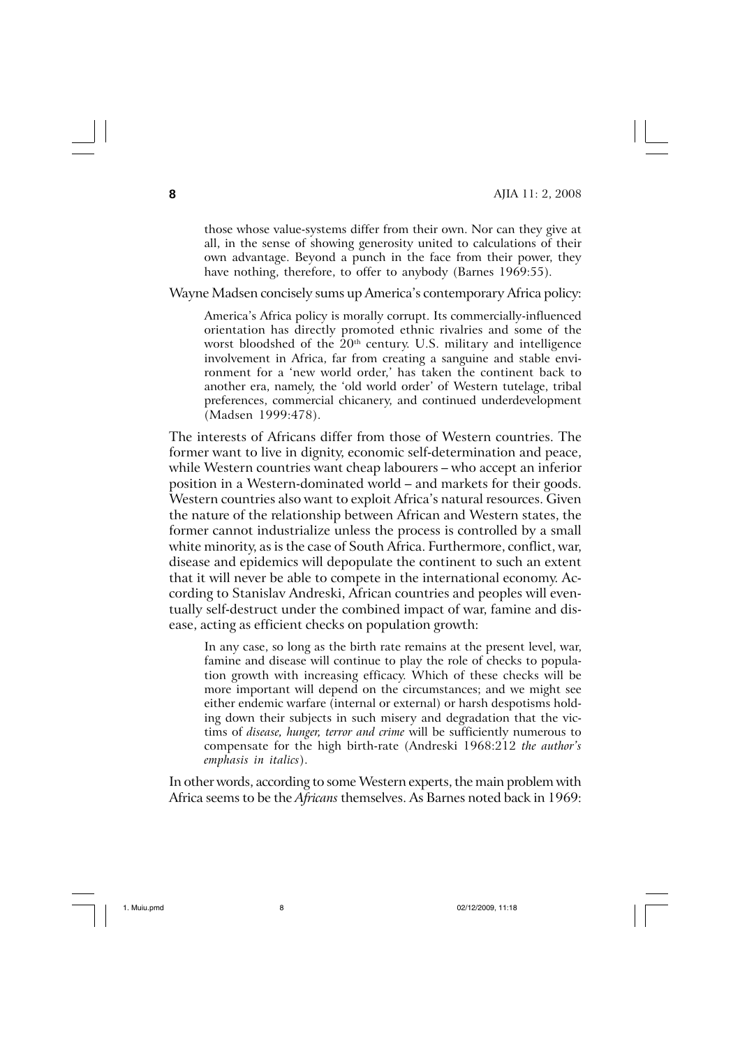> those whose value-systems differ from their own. Nor can they give at all, in the sense of showing generosity united to calculations of their own advantage. Beyond a punch in the face from their power, they have nothing, therefore, to offer to anybody (Barnes 1969:55).

Wayne Madsen concisely sums up America's contemporary Africa policy:

> America's Africa policy is morally corrupt. Its commercially-influenced orientation has directly promoted ethnic rivalries and some of the worst bloodshed of the 20th century. U.S. military and intelligence involvement in Africa, far from creating a sanguine and stable environment for a 'new world order,' has taken the continent back to another era, namely, the 'old world order' of Western tutelage, tribal preferences, commercial chicanery, and continued underdevelopment (Madsen 1999:478).

The interests of Africans differ from those of Western countries. The former want to live in dignity, economic self-determination and peace, while Western countries want cheap labourers – who accept an inferior position in a Western-dominated world – and markets for their goods. Western countries also want to exploit Africa's natural resources. Given the nature of the relationship between African and Western states, the former cannot industrialize unless the process is controlled by a small white minority, as is the case of South Africa. Furthermore, conflict, war, disease and epidemics will depopulate the continent to such an extent that it will never be able to compete in the international economy. According to Stanislav Andreski, African countries and peoples will eventually self-destruct under the combined impact of war, famine and disease, acting as efficient checks on population growth:

> In any case, so long as the birth rate remains at the present level, war, famine and disease will continue to play the role of checks to population growth with increasing efficacy. Which of these checks will be more important will depend on the circumstances; and we might see either endemic warfare (internal or external) or harsh despotisms holding down their subjects in such misery and degradation that the victims of *disease, hunger, terror and crime* will be sufficiently numerous to compensate for the high birth-rate (Andreski 1968:212 *the author's emphasis in italics*).

In other words, according to some Western experts, the main problem with Africa seems to be the *Africans* themselves. As Barnes noted back in 1969: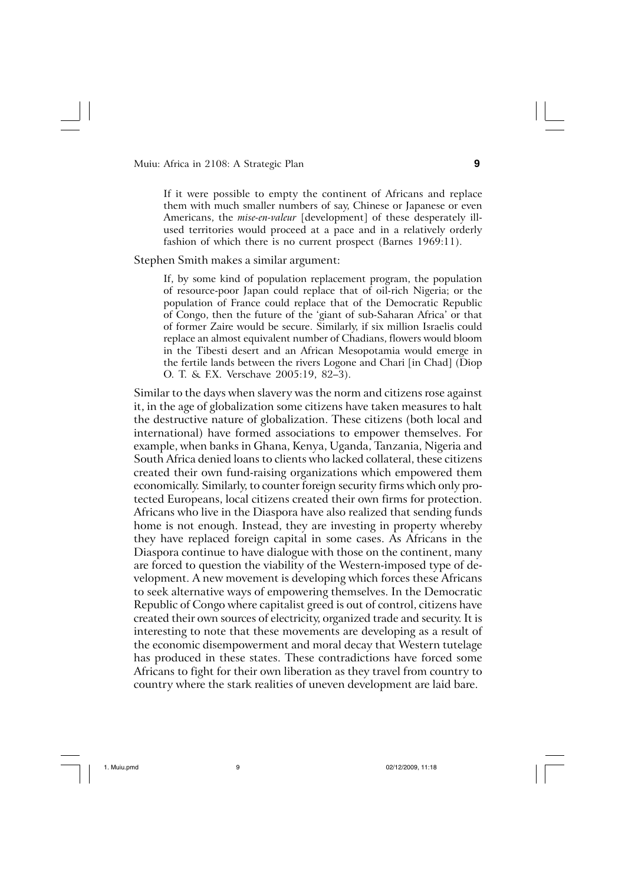> If it were possible to empty the continent of Africans and replace them with much smaller numbers of say, Chinese or Japanese or even Americans, the *mise-en-valeur* [development] of these desperately ill-used territories would proceed at a pace and in a relatively orderly fashion of which there is no current prospect (Barnes 1969:11).

Stephen Smith makes a similar argument:

> If, by some kind of population replacement program, the population of resource-poor Japan could replace that of oil-rich Nigeria; or the population of France could replace that of the Democratic Republic of Congo, then the future of the 'giant of sub-Saharan Africa' or that of former Zaire would be secure. Similarly, if six million Israelis could replace an almost equivalent number of Chadians, flowers would bloom in the Tibesti desert and an African Mesopotamia would emerge in the fertile lands between the rivers Logone and Chari [in Chad] (Diop O. T. & F.X. Verschave 2005:19, 82–3).

Similar to the days when slavery was the norm and citizens rose against it, in the age of globalization some citizens have taken measures to halt the destructive nature of globalization. These citizens (both local and international) have formed associations to empower themselves. For example, when banks in Ghana, Kenya, Uganda, Tanzania, Nigeria and South Africa denied loans to clients who lacked collateral, these citizens created their own fund-raising organizations which empowered them economically. Similarly, to counter foreign security firms which only protected Europeans, local citizens created their own firms for protection. Africans who live in the Diaspora have also realized that sending funds home is not enough. Instead, they are investing in property whereby they have replaced foreign capital in some cases. As Africans in the Diaspora continue to have dialogue with those on the continent, many are forced to question the viability of the Western-imposed type of development. A new movement is developing which forces these Africans to seek alternative ways of empowering themselves. In the Democratic Republic of Congo where capitalist greed is out of control, citizens have created their own sources of electricity, organized trade and security. It is interesting to note that these movements are developing as a result of the economic disempowerment and moral decay that Western tutelage has produced in these states. These contradictions have forced some Africans to fight for their own liberation as they travel from country to country where the stark realities of uneven development are laid bare.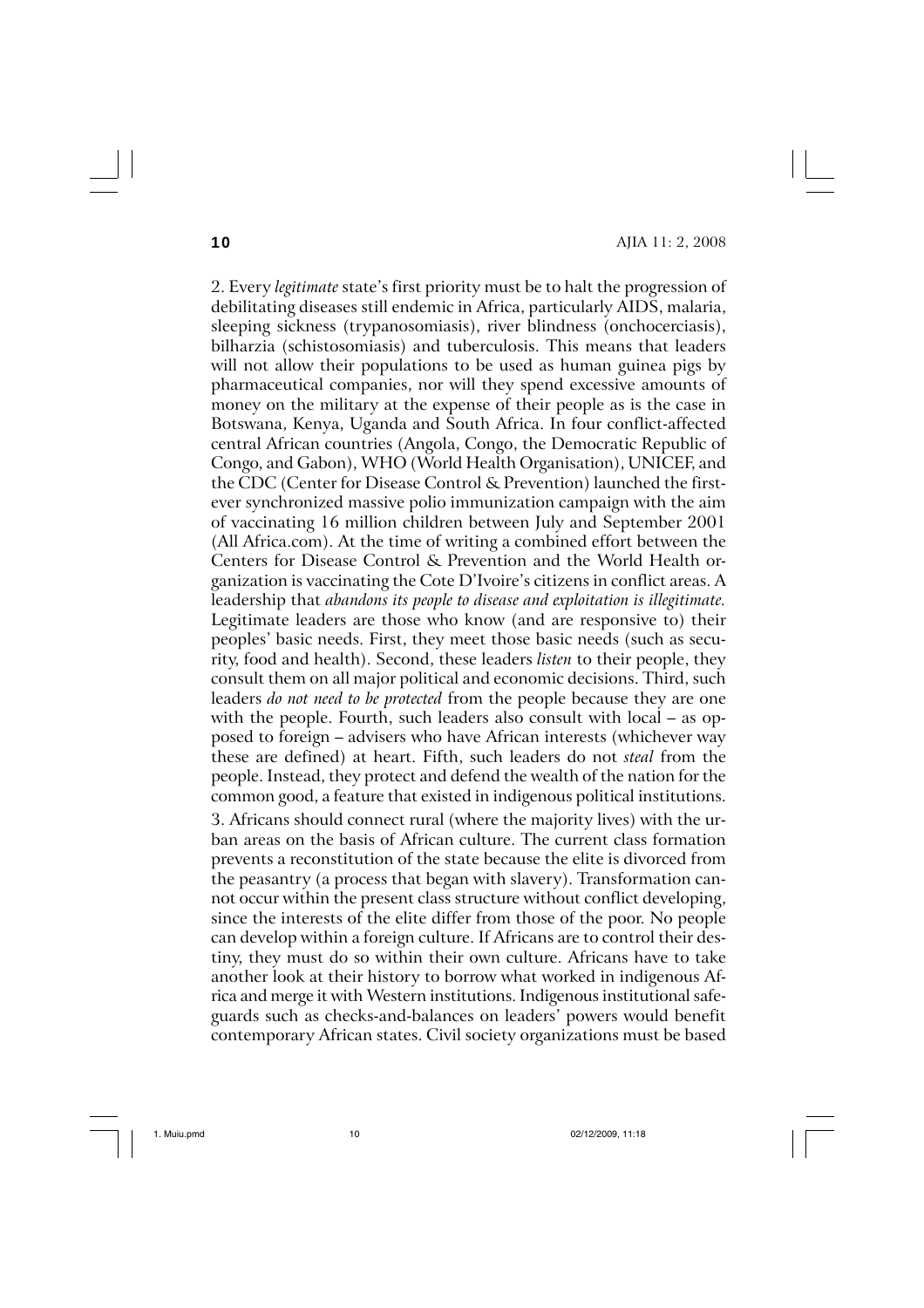2. Every *legitimate* state's first priority must be to halt the progression of debilitating diseases still endemic in Africa, particularly AIDS, malaria, sleeping sickness (trypanosomiasis), river blindness (onchocerciasis), bilharzia (schistosomiasis) and tuberculosis. This means that leaders will not allow their populations to be used as human guinea pigs by pharmaceutical companies, nor will they spend excessive amounts of money on the military at the expense of their people as is the case in Botswana, Kenya, Uganda and South Africa. In four conflict-affected central African countries (Angola, Congo, the Democratic Republic of Congo, and Gabon), WHO (World Health Organisation), UNICEF, and the CDC (Center for Disease Control & Prevention) launched the first-ever synchronized massive polio immunization campaign with the aim of vaccinating 16 million children between July and September 2001 (All Africa.com). At the time of writing a combined effort between the Centers for Disease Control & Prevention and the World Health organization is vaccinating the Cote D'Ivoire's citizens in conflict areas. A leadership that *abandons its people to disease and exploitation is illegitimate.* Legitimate leaders are those who know (and are responsive to) their peoples' basic needs. First, they meet those basic needs (such as security, food and health). Second, these leaders *listen* to their people, they consult them on all major political and economic decisions. Third, such leaders *do not need to be protected* from the people because they are one with the people. Fourth, such leaders also consult with local – as opposed to foreign – advisers who have African interests (whichever way these are defined) at heart. Fifth, such leaders do not *steal* from the people. Instead, they protect and defend the wealth of the nation for the common good, a feature that existed in indigenous political institutions.

3. Africans should connect rural (where the majority lives) with the urban areas on the basis of African culture. The current class formation prevents a reconstitution of the state because the elite is divorced from the peasantry (a process that began with slavery). Transformation cannot occur within the present class structure without conflict developing, since the interests of the elite differ from those of the poor. No people can develop within a foreign culture. If Africans are to control their destiny, they must do so within their own culture. Africans have to take another look at their history to borrow what worked in indigenous Africa and merge it with Western institutions. Indigenous institutional safeguards such as checks-and-balances on leaders' powers would benefit contemporary African states. Civil society organizations must be based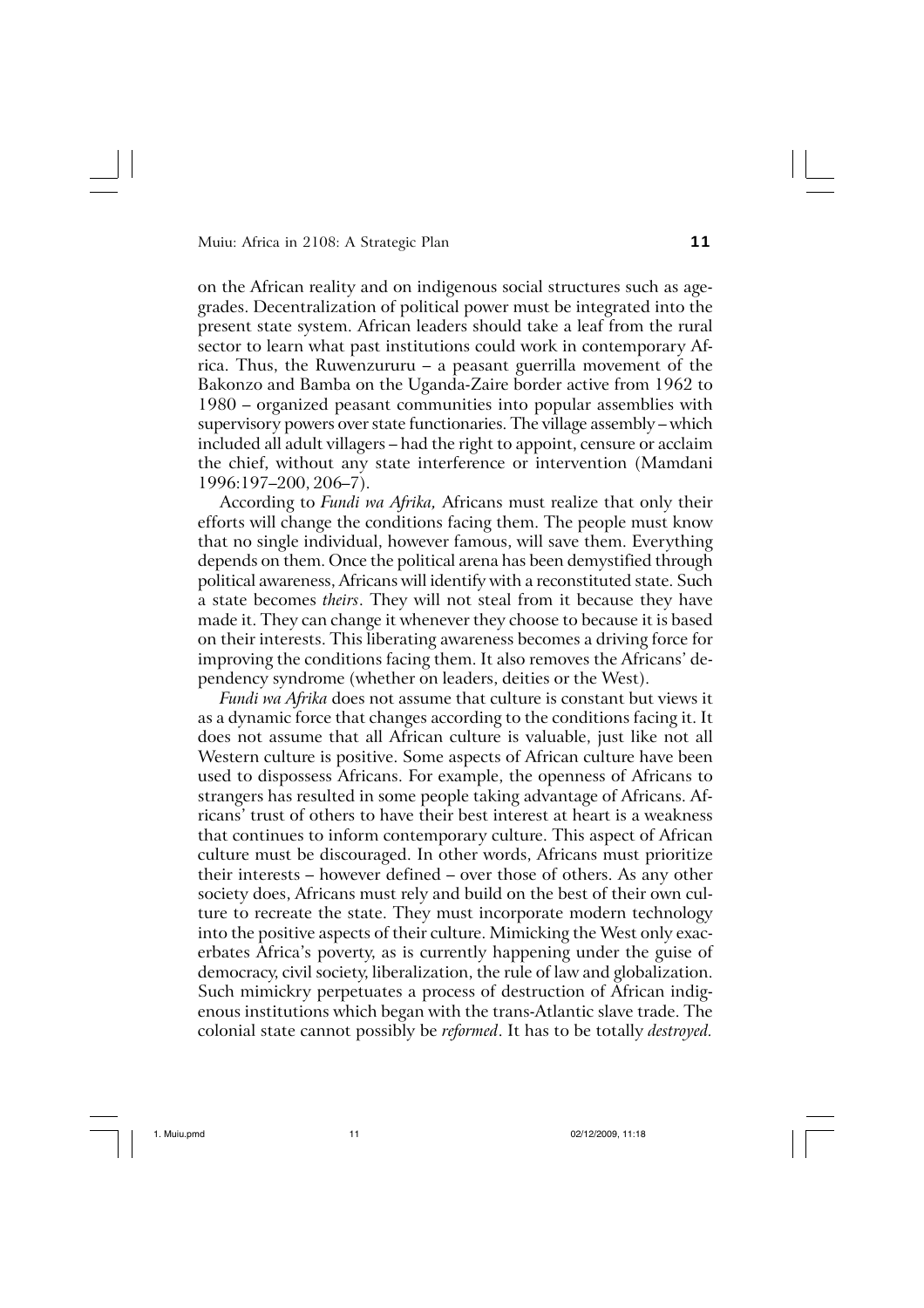on the African reality and on indigenous social structures such as age-grades. Decentralization of political power must be integrated into the present state system. African leaders should take a leaf from the rural sector to learn what past institutions could work in contemporary Africa. Thus, the Ruwenzururu – a peasant guerrilla movement of the Bakonzo and Bamba on the Uganda-Zaire border active from 1962 to 1980 – organized peasant communities into popular assemblies with supervisory powers over state functionaries. The village assembly – which included all adult villagers – had the right to appoint, censure or acclaim the chief, without any state interference or intervention (Mamdani 1996:197–200, 206–7).

According to *Fundi wa Afrika,* Africans must realize that only their efforts will change the conditions facing them. The people must know that no single individual, however famous, will save them. Everything depends on them. Once the political arena has been demystified through political awareness, Africans will identify with a reconstituted state. Such a state becomes *theirs*. They will not steal from it because they have made it. They can change it whenever they choose to because it is based on their interests. This liberating awareness becomes a driving force for improving the conditions facing them. It also removes the Africans' dependency syndrome (whether on leaders, deities or the West).

*Fundi wa Afrika* does not assume that culture is constant but views it as a dynamic force that changes according to the conditions facing it. It does not assume that all African culture is valuable, just like not all Western culture is positive. Some aspects of African culture have been used to dispossess Africans. For example, the openness of Africans to strangers has resulted in some people taking advantage of Africans. Africans' trust of others to have their best interest at heart is a weakness that continues to inform contemporary culture. This aspect of African culture must be discouraged. In other words, Africans must prioritize their interests – however defined – over those of others. As any other society does, Africans must rely and build on the best of their own culture to recreate the state. They must incorporate modern technology into the positive aspects of their culture. Mimicking the West only exacerbates Africa's poverty, as is currently happening under the guise of democracy, civil society, liberalization, the rule of law and globalization. Such mimickry perpetuates a process of destruction of African indigenous institutions which began with the trans-Atlantic slave trade. The colonial state cannot possibly be *reformed*. It has to be totally *destroyed.*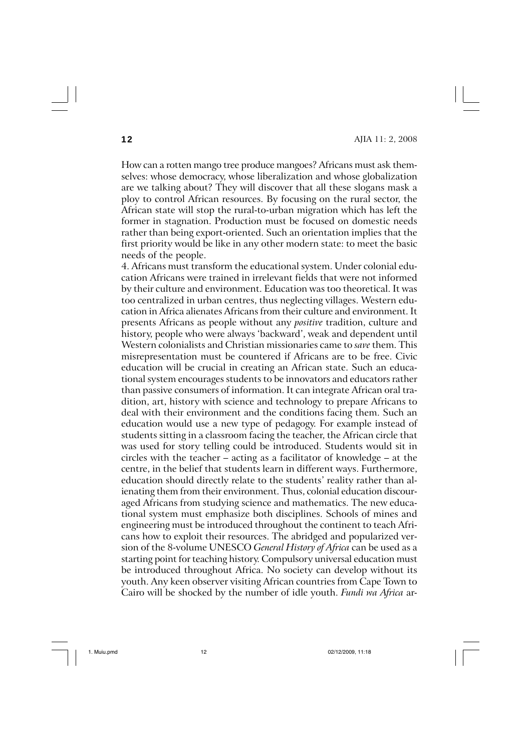How can a rotten mango tree produce mangoes? Africans must ask themselves: whose democracy, whose liberalization and whose globalization are we talking about? They will discover that all these slogans mask a ploy to control African resources. By focusing on the rural sector, the African state will stop the rural-to-urban migration which has left the former in stagnation. Production must be focused on domestic needs rather than being export-oriented. Such an orientation implies that the first priority would be like in any other modern state: to meet the basic needs of the people.

4. Africans must transform the educational system. Under colonial education Africans were trained in irrelevant fields that were not informed by their culture and environment. Education was too theoretical. It was too centralized in urban centres, thus neglecting villages. Western education in Africa alienates Africans from their culture and environment. It presents Africans as people without any *positive* tradition, culture and history, people who were always 'backward', weak and dependent until Western colonialists and Christian missionaries came to *save* them. This misrepresentation must be countered if Africans are to be free. Civic education will be crucial in creating an African state. Such an educational system encourages students to be innovators and educators rather than passive consumers of information. It can integrate African oral tradition, art, history with science and technology to prepare Africans to deal with their environment and the conditions facing them. Such an education would use a new type of pedagogy. For example instead of students sitting in a classroom facing the teacher, the African circle that was used for story telling could be introduced. Students would sit in circles with the teacher – acting as a facilitator of knowledge – at the centre, in the belief that students learn in different ways. Furthermore, education should directly relate to the students' reality rather than alienating them from their environment. Thus, colonial education discouraged Africans from studying science and mathematics. The new educational system must emphasize both disciplines. Schools of mines and engineering must be introduced throughout the continent to teach Africans how to exploit their resources. The abridged and popularized version of the 8-volume UNESCO *General History of Africa* can be used as a starting point for teaching history. Compulsory universal education must be introduced throughout Africa. No society can develop without its youth. Any keen observer visiting African countries from Cape Town to Cairo will be shocked by the number of idle youth. *Fundi wa Africa* ar-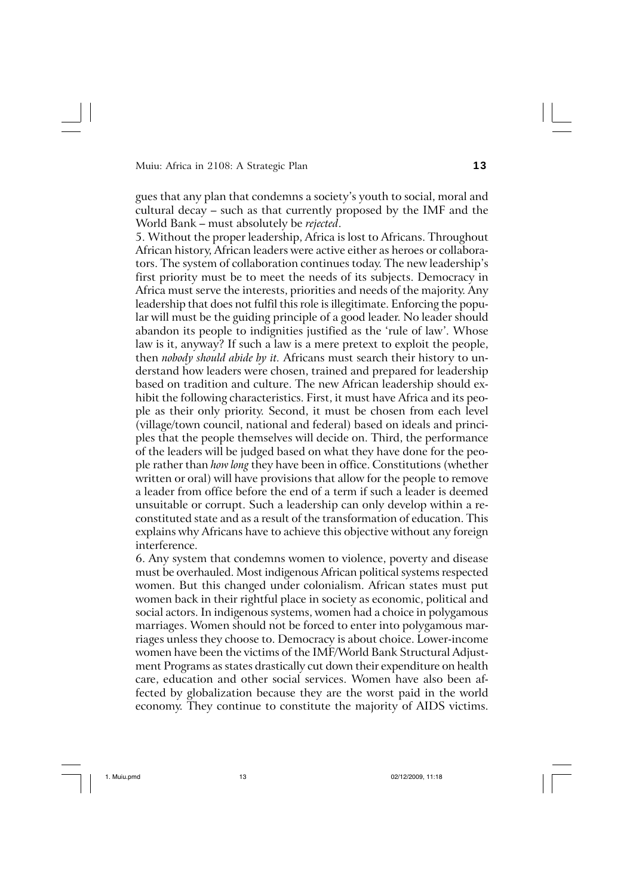gues that any plan that condemns a society's youth to social, moral and cultural decay – such as that currently proposed by the IMF and the World Bank – must absolutely be *rejected*.

5. Without the proper leadership, Africa is lost to Africans. Throughout African history, African leaders were active either as heroes or collaborators. The system of collaboration continues today. The new leadership's first priority must be to meet the needs of its subjects. Democracy in Africa must serve the interests, priorities and needs of the majority. Any leadership that does not fulfil this role is illegitimate. Enforcing the popular will must be the guiding principle of a good leader. No leader should abandon its people to indignities justified as the 'rule of law'. Whose law is it, anyway? If such a law is a mere pretext to exploit the people, then *nobody should abide by it.* Africans must search their history to understand how leaders were chosen, trained and prepared for leadership based on tradition and culture. The new African leadership should exhibit the following characteristics. First, it must have Africa and its people as their only priority. Second, it must be chosen from each level (village/town council, national and federal) based on ideals and principles that the people themselves will decide on. Third, the performance of the leaders will be judged based on what they have done for the people rather than *how long* they have been in office. Constitutions (whether written or oral) will have provisions that allow for the people to remove a leader from office before the end of a term if such a leader is deemed unsuitable or corrupt. Such a leadership can only develop within a reconstituted state and as a result of the transformation of education. This explains why Africans have to achieve this objective without any foreign interference.

6. Any system that condemns women to violence, poverty and disease must be overhauled. Most indigenous African political systems respected women. But this changed under colonialism. African states must put women back in their rightful place in society as economic, political and social actors. In indigenous systems, women had a choice in polygamous marriages. Women should not be forced to enter into polygamous marriages unless they choose to. Democracy is about choice. Lower-income women have been the victims of the IMF/World Bank Structural Adjustment Programs as states drastically cut down their expenditure on health care, education and other social services. Women have also been affected by globalization because they are the worst paid in the world economy. They continue to constitute the majority of AIDS victims.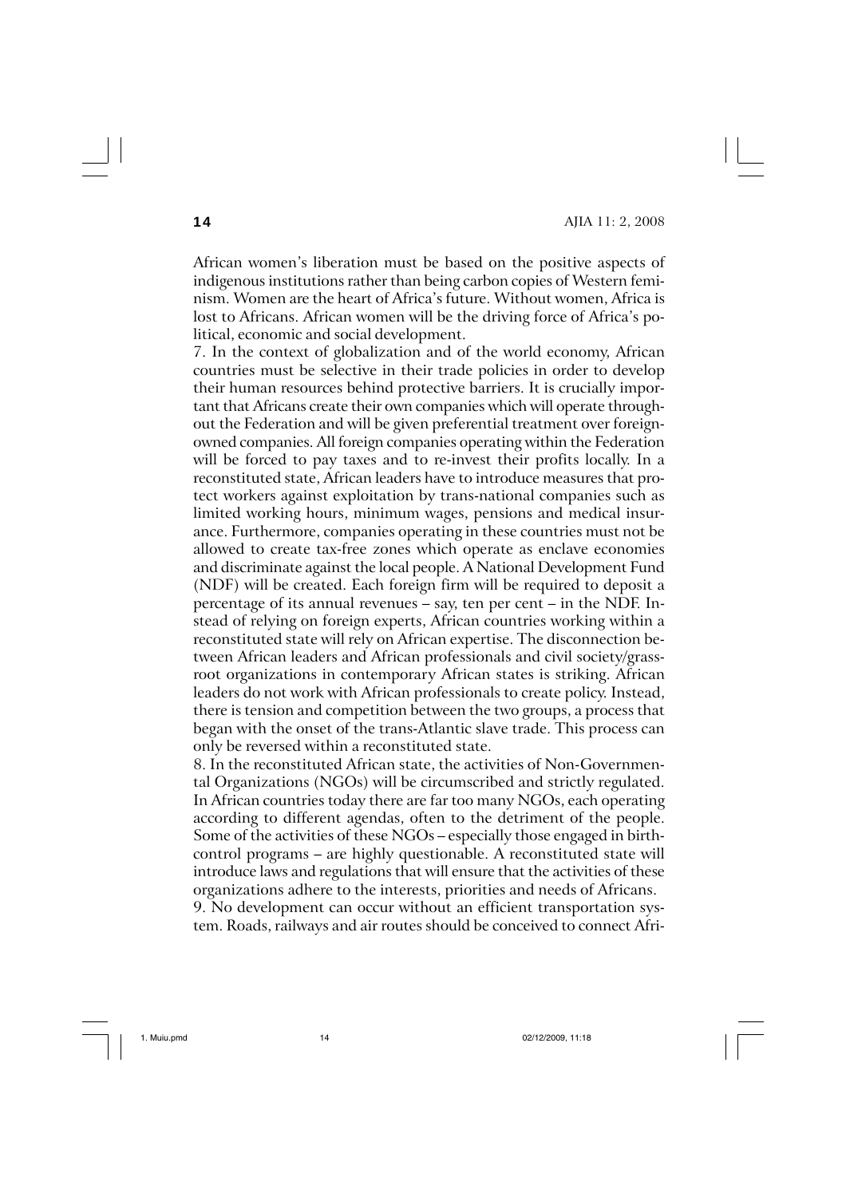African women's liberation must be based on the positive aspects of indigenous institutions rather than being carbon copies of Western feminism. Women are the heart of Africa's future. Without women, Africa is lost to Africans. African women will be the driving force of Africa's political, economic and social development.

7. In the context of globalization and of the world economy, African countries must be selective in their trade policies in order to develop their human resources behind protective barriers. It is crucially important that Africans create their own companies which will operate throughout the Federation and will be given preferential treatment over foreign-owned companies. All foreign companies operating within the Federation will be forced to pay taxes and to re-invest their profits locally. In a reconstituted state, African leaders have to introduce measures that protect workers against exploitation by trans-national companies such as limited working hours, minimum wages, pensions and medical insurance. Furthermore, companies operating in these countries must not be allowed to create tax-free zones which operate as enclave economies and discriminate against the local people. A National Development Fund (NDF) will be created. Each foreign firm will be required to deposit a percentage of its annual revenues – say, ten per cent – in the NDF. Instead of relying on foreign experts, African countries working within a reconstituted state will rely on African expertise. The disconnection between African leaders and African professionals and civil society/grassroot organizations in contemporary African states is striking. African leaders do not work with African professionals to create policy. Instead, there is tension and competition between the two groups, a process that began with the onset of the trans-Atlantic slave trade. This process can only be reversed within a reconstituted state.

8. In the reconstituted African state, the activities of Non-Governmental Organizations (NGOs) will be circumscribed and strictly regulated. In African countries today there are far too many NGOs, each operating according to different agendas, often to the detriment of the people. Some of the activities of these NGOs – especially those engaged in birth-control programs – are highly questionable. A reconstituted state will introduce laws and regulations that will ensure that the activities of these organizations adhere to the interests, priorities and needs of Africans.

9. No development can occur without an efficient transportation system. Roads, railways and air routes should be conceived to connect Afri-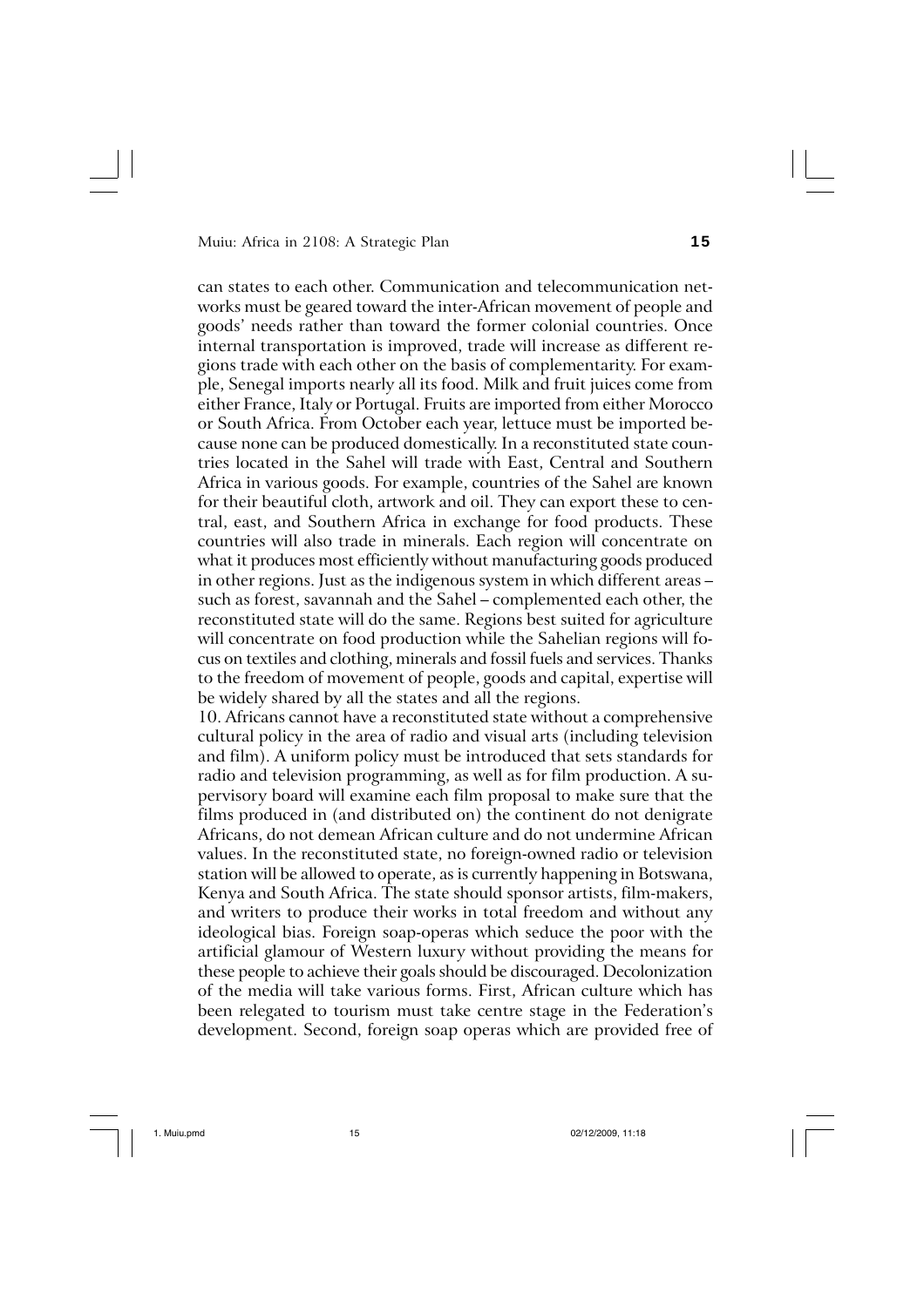can states to each other. Communication and telecommunication networks must be geared toward the inter-African movement of people and goods' needs rather than toward the former colonial countries. Once internal transportation is improved, trade will increase as different regions trade with each other on the basis of complementarity. For example, Senegal imports nearly all its food. Milk and fruit juices come from either France, Italy or Portugal. Fruits are imported from either Morocco or South Africa. From October each year, lettuce must be imported because none can be produced domestically. In a reconstituted state countries located in the Sahel will trade with East, Central and Southern Africa in various goods. For example, countries of the Sahel are known for their beautiful cloth, artwork and oil. They can export these to central, east, and Southern Africa in exchange for food products. These countries will also trade in minerals. Each region will concentrate on what it produces most efficiently without manufacturing goods produced in other regions. Just as the indigenous system in which different areas – such as forest, savannah and the Sahel – complemented each other, the reconstituted state will do the same. Regions best suited for agriculture will concentrate on food production while the Sahelian regions will focus on textiles and clothing, minerals and fossil fuels and services. Thanks to the freedom of movement of people, goods and capital, expertise will be widely shared by all the states and all the regions.

10. Africans cannot have a reconstituted state without a comprehensive cultural policy in the area of radio and visual arts (including television and film). A uniform policy must be introduced that sets standards for radio and television programming, as well as for film production. A supervisory board will examine each film proposal to make sure that the films produced in (and distributed on) the continent do not denigrate Africans, do not demean African culture and do not undermine African values. In the reconstituted state, no foreign-owned radio or television station will be allowed to operate, as is currently happening in Botswana, Kenya and South Africa. The state should sponsor artists, film-makers, and writers to produce their works in total freedom and without any ideological bias. Foreign soap-operas which seduce the poor with the artificial glamour of Western luxury without providing the means for these people to achieve their goals should be discouraged. Decolonization of the media will take various forms. First, African culture which has been relegated to tourism must take centre stage in the Federation's development. Second, foreign soap operas which are provided free of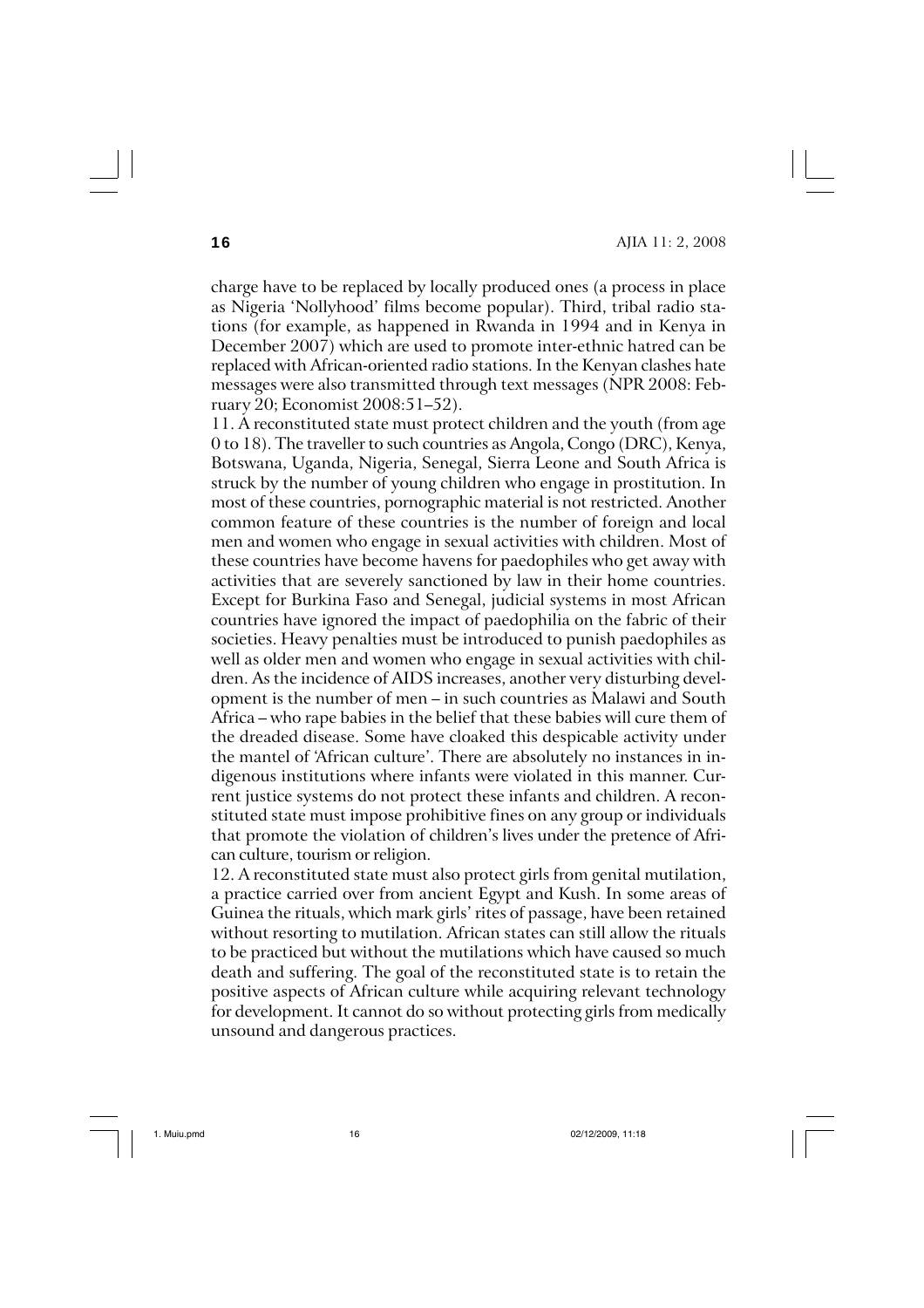charge have to be replaced by locally produced ones (a process in place as Nigeria 'Nollyhood' films become popular). Third, tribal radio stations (for example, as happened in Rwanda in 1994 and in Kenya in December 2007) which are used to promote inter-ethnic hatred can be replaced with African-oriented radio stations. In the Kenyan clashes hate messages were also transmitted through text messages (NPR 2008: February 20; Economist 2008:51–52).

11. A reconstituted state must protect children and the youth (from age 0 to 18). The traveller to such countries as Angola, Congo (DRC), Kenya, Botswana, Uganda, Nigeria, Senegal, Sierra Leone and South Africa is struck by the number of young children who engage in prostitution. In most of these countries, pornographic material is not restricted. Another common feature of these countries is the number of foreign and local men and women who engage in sexual activities with children. Most of these countries have become havens for paedophiles who get away with activities that are severely sanctioned by law in their home countries. Except for Burkina Faso and Senegal, judicial systems in most African countries have ignored the impact of paedophilia on the fabric of their societies. Heavy penalties must be introduced to punish paedophiles as well as older men and women who engage in sexual activities with children. As the incidence of AIDS increases, another very disturbing development is the number of men – in such countries as Malawi and South Africa – who rape babies in the belief that these babies will cure them of the dreaded disease. Some have cloaked this despicable activity under the mantel of 'African culture'. There are absolutely no instances in indigenous institutions where infants were violated in this manner. Current justice systems do not protect these infants and children. A reconstituted state must impose prohibitive fines on any group or individuals that promote the violation of children's lives under the pretence of African culture, tourism or religion.

12. A reconstituted state must also protect girls from genital mutilation, a practice carried over from ancient Egypt and Kush. In some areas of Guinea the rituals, which mark girls' rites of passage, have been retained without resorting to mutilation. African states can still allow the rituals to be practiced but without the mutilations which have caused so much death and suffering. The goal of the reconstituted state is to retain the positive aspects of African culture while acquiring relevant technology for development. It cannot do so without protecting girls from medically unsound and dangerous practices.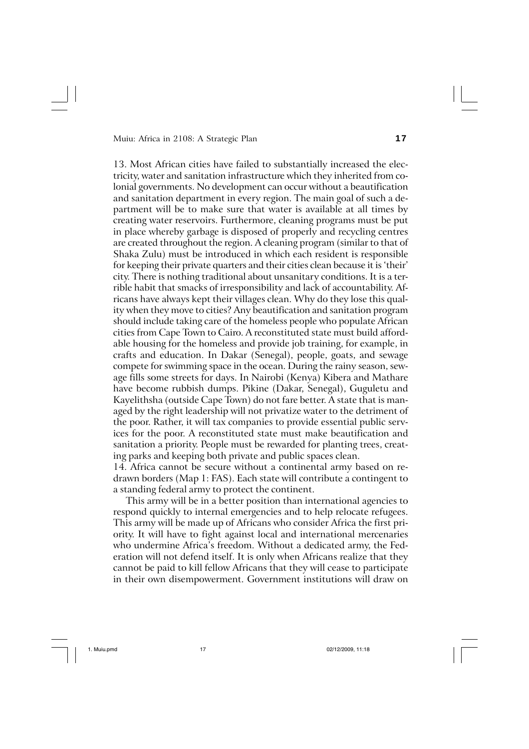13. Most African cities have failed to substantially increased the electricity, water and sanitation infrastructure which they inherited from colonial governments. No development can occur without a beautification and sanitation department in every region. The main goal of such a department will be to make sure that water is available at all times by creating water reservoirs. Furthermore, cleaning programs must be put in place whereby garbage is disposed of properly and recycling centres are created throughout the region. A cleaning program (similar to that of Shaka Zulu) must be introduced in which each resident is responsible for keeping their private quarters and their cities clean because it is 'their' city. There is nothing traditional about unsanitary conditions. It is a terrible habit that smacks of irresponsibility and lack of accountability. Africans have always kept their villages clean. Why do they lose this quality when they move to cities? Any beautification and sanitation program should include taking care of the homeless people who populate African cities from Cape Town to Cairo. A reconstituted state must build affordable housing for the homeless and provide job training, for example, in crafts and education. In Dakar (Senegal), people, goats, and sewage compete for swimming space in the ocean. During the rainy season, sewage fills some streets for days. In Nairobi (Kenya) Kibera and Mathare have become rubbish dumps. Pikine (Dakar, Senegal), Guguletu and Kayelithsha (outside Cape Town) do not fare better. A state that is managed by the right leadership will not privatize water to the detriment of the poor. Rather, it will tax companies to provide essential public services for the poor. A reconstituted state must make beautification and sanitation a priority. People must be rewarded for planting trees, creating parks and keeping both private and public spaces clean.

14. Africa cannot be secure without a continental army based on redrawn borders (Map 1: FAS). Each state will contribute a contingent to a standing federal army to protect the continent.

This army will be in a better position than international agencies to respond quickly to internal emergencies and to help relocate refugees. This army will be made up of Africans who consider Africa the first priority. It will have to fight against local and international mercenaries who undermine Africa's freedom. Without a dedicated army, the Federation will not defend itself. It is only when Africans realize that they cannot be paid to kill fellow Africans that they will cease to participate in their own disempowerment. Government institutions will draw on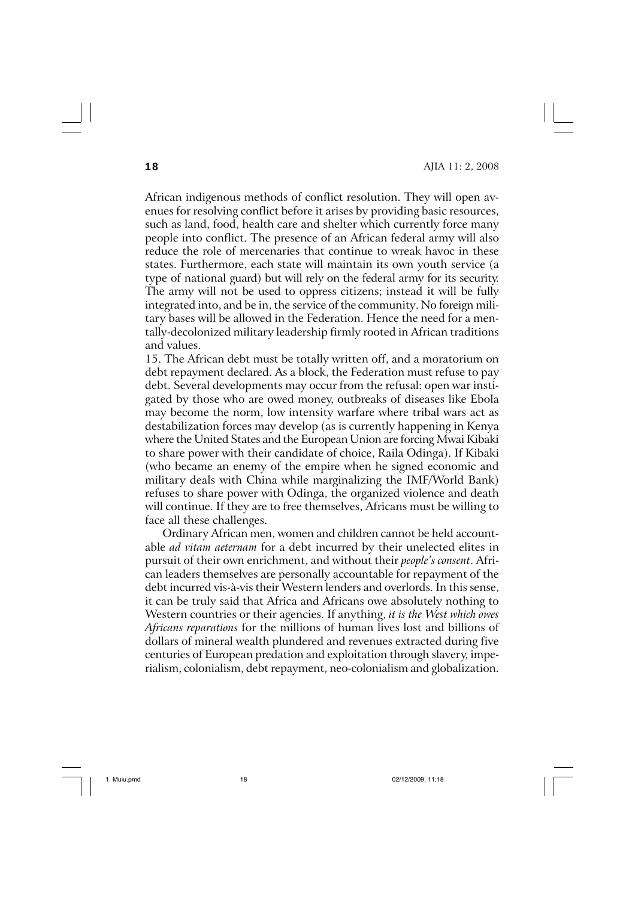African indigenous methods of conflict resolution. They will open avenues for resolving conflict before it arises by providing basic resources, such as land, food, health care and shelter which currently force many people into conflict. The presence of an African federal army will also reduce the role of mercenaries that continue to wreak havoc in these states. Furthermore, each state will maintain its own youth service (a type of national guard) but will rely on the federal army for its security. The army will not be used to oppress citizens; instead it will be fully integrated into, and be in, the service of the community. No foreign military bases will be allowed in the Federation. Hence the need for a mentally-decolonized military leadership firmly rooted in African traditions and values.

15. The African debt must be totally written off, and a moratorium on debt repayment declared. As a block, the Federation must refuse to pay debt. Several developments may occur from the refusal: open war instigated by those who are owed money, outbreaks of diseases like Ebola may become the norm, low intensity warfare where tribal wars act as destabilization forces may develop (as is currently happening in Kenya where the United States and the European Union are forcing Mwai Kibaki to share power with their candidate of choice, Raila Odinga). If Kibaki (who became an enemy of the empire when he signed economic and military deals with China while marginalizing the IMF/World Bank) refuses to share power with Odinga, the organized violence and death will continue. If they are to free themselves, Africans must be willing to face all these challenges.

Ordinary African men, women and children cannot be held accountable *ad vitam aeternam* for a debt incurred by their unelected elites in pursuit of their own enrichment, and without their *people's consent*. African leaders themselves are personally accountable for repayment of the debt incurred vis-à-vis their Western lenders and overlords. In this sense, it can be truly said that Africa and Africans owe absolutely nothing to Western countries or their agencies. If anything, *it is the West which owes Africans reparations* for the millions of human lives lost and billions of dollars of mineral wealth plundered and revenues extracted during five centuries of European predation and exploitation through slavery, imperialism, colonialism, debt repayment, neo-colonialism and globalization.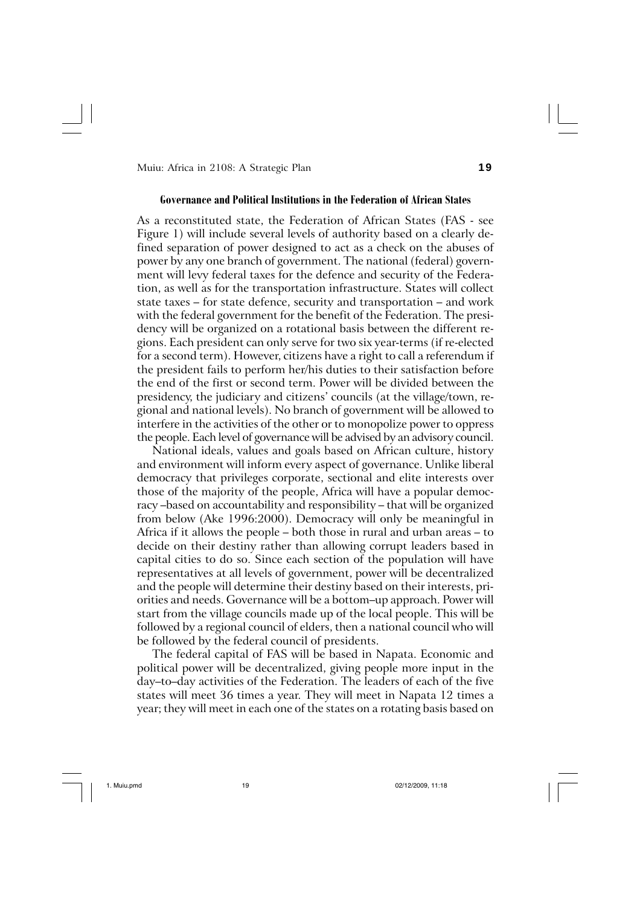## Governance and Political Institutions in the Federation of African States

As a reconstituted state, the Federation of African States (FAS - see Figure 1) will include several levels of authority based on a clearly defined separation of power designed to act as a check on the abuses of power by any one branch of government. The national (federal) government will levy federal taxes for the defence and security of the Federation, as well as for the transportation infrastructure. States will collect state taxes – for state defence, security and transportation – and work with the federal government for the benefit of the Federation. The presidency will be organized on a rotational basis between the different regions. Each president can only serve for two six year-terms (if re-elected for a second term). However, citizens have a right to call a referendum if the president fails to perform her/his duties to their satisfaction before the end of the first or second term. Power will be divided between the presidency, the judiciary and citizens' councils (at the village/town, regional and national levels). No branch of government will be allowed to interfere in the activities of the other or to monopolize power to oppress the people. Each level of governance will be advised by an advisory council.

National ideals, values and goals based on African culture, history and environment will inform every aspect of governance. Unlike liberal democracy that privileges corporate, sectional and elite interests over those of the majority of the people, Africa will have a popular democracy –based on accountability and responsibility – that will be organized from below (Ake 1996:2000). Democracy will only be meaningful in Africa if it allows the people – both those in rural and urban areas – to decide on their destiny rather than allowing corrupt leaders based in capital cities to do so. Since each section of the population will have representatives at all levels of government, power will be decentralized and the people will determine their destiny based on their interests, priorities and needs. Governance will be a bottom–up approach. Power will start from the village councils made up of the local people. This will be followed by a regional council of elders, then a national council who will be followed by the federal council of presidents.

The federal capital of FAS will be based in Napata. Economic and political power will be decentralized, giving people more input in the day–to–day activities of the Federation. The leaders of each of the five states will meet 36 times a year. They will meet in Napata 12 times a year; they will meet in each one of the states on a rotating basis based on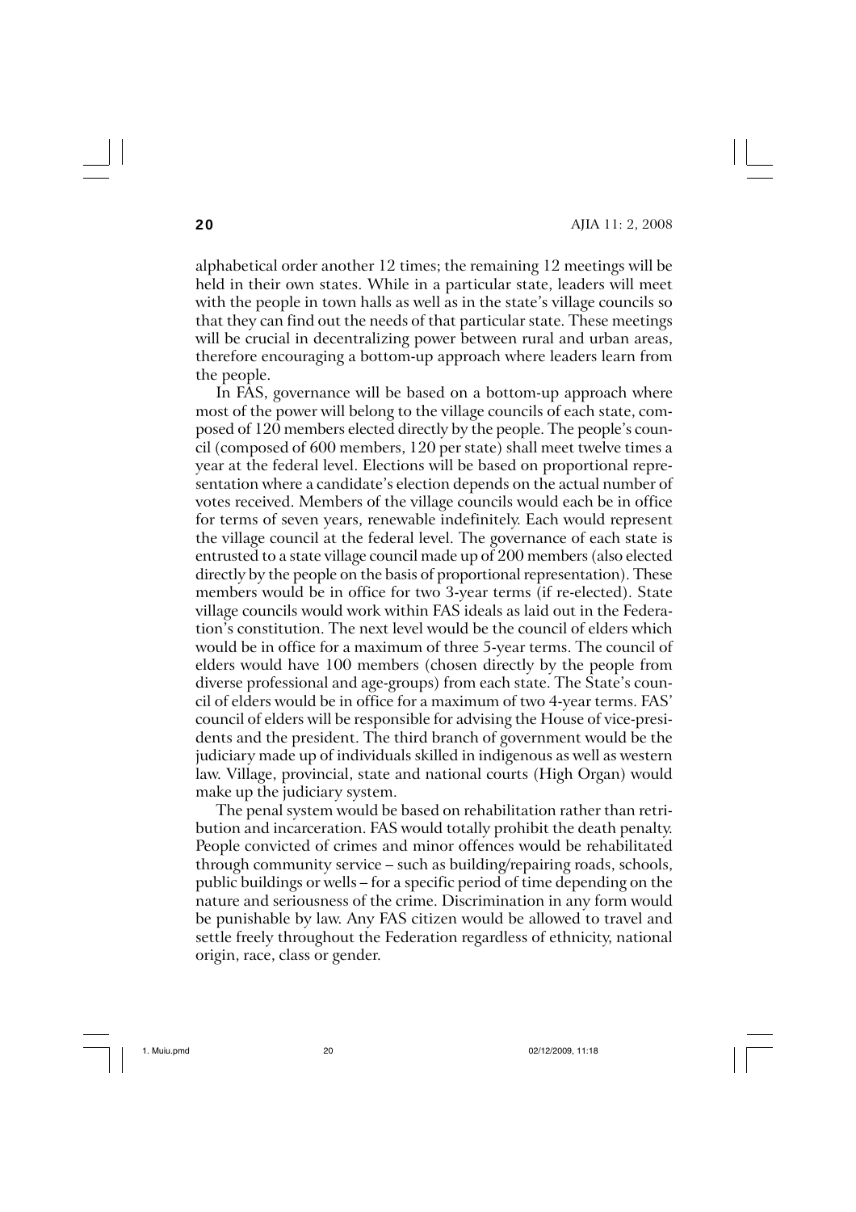alphabetical order another 12 times; the remaining 12 meetings will be held in their own states. While in a particular state, leaders will meet with the people in town halls as well as in the state's village councils so that they can find out the needs of that particular state. These meetings will be crucial in decentralizing power between rural and urban areas, therefore encouraging a bottom-up approach where leaders learn from the people.

In FAS, governance will be based on a bottom-up approach where most of the power will belong to the village councils of each state, composed of 120 members elected directly by the people. The people's council (composed of 600 members, 120 per state) shall meet twelve times a year at the federal level. Elections will be based on proportional representation where a candidate's election depends on the actual number of votes received. Members of the village councils would each be in office for terms of seven years, renewable indefinitely. Each would represent the village council at the federal level. The governance of each state is entrusted to a state village council made up of 200 members (also elected directly by the people on the basis of proportional representation). These members would be in office for two 3-year terms (if re-elected). State village councils would work within FAS ideals as laid out in the Federation's constitution. The next level would be the council of elders which would be in office for a maximum of three 5-year terms. The council of elders would have 100 members (chosen directly by the people from diverse professional and age-groups) from each state. The State's council of elders would be in office for a maximum of two 4-year terms. FAS' council of elders will be responsible for advising the House of vice-presidents and the president. The third branch of government would be the judiciary made up of individuals skilled in indigenous as well as western law. Village, provincial, state and national courts (High Organ) would make up the judiciary system.

The penal system would be based on rehabilitation rather than retribution and incarceration. FAS would totally prohibit the death penalty. People convicted of crimes and minor offences would be rehabilitated through community service – such as building/repairing roads, schools, public buildings or wells – for a specific period of time depending on the nature and seriousness of the crime. Discrimination in any form would be punishable by law. Any FAS citizen would be allowed to travel and settle freely throughout the Federation regardless of ethnicity, national origin, race, class or gender.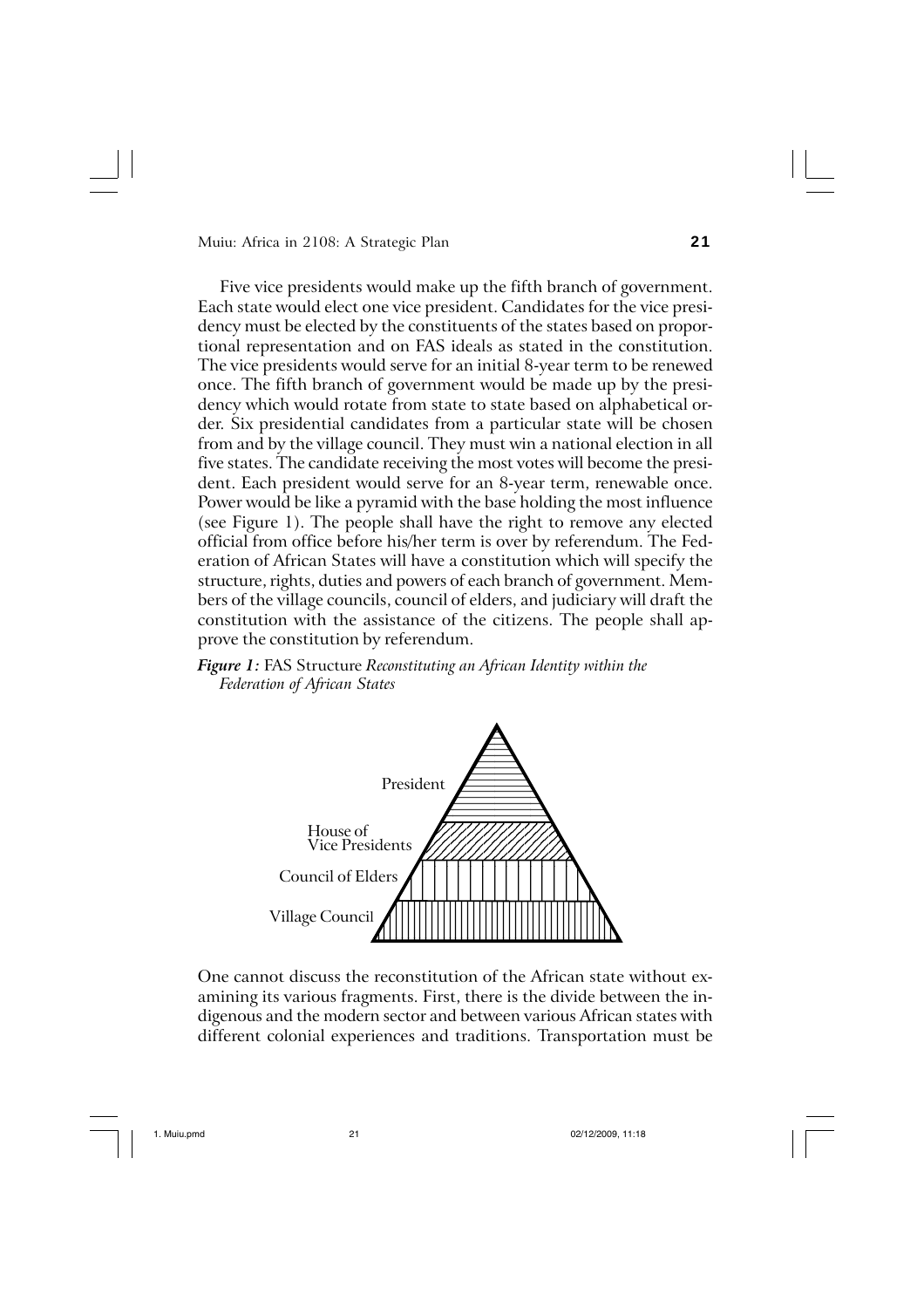Five vice presidents would make up the fifth branch of government. Each state would elect one vice president. Candidates for the vice presidency must be elected by the constituents of the states based on proportional representation and on FAS ideals as stated in the constitution. The vice presidents would serve for an initial 8-year term to be renewed once. The fifth branch of government would be made up by the presidency which would rotate from state to state based on alphabetical order. Six presidential candidates from a particular state will be chosen from and by the village council. They must win a national election in all five states. The candidate receiving the most votes will become the president. Each president would serve for an 8-year term, renewable once. Power would be like a pyramid with the base holding the most influence (see Figure 1). The people shall have the right to remove any elected official from office before his/her term is over by referendum. The Federation of African States will have a constitution which will specify the structure, rights, duties and powers of each branch of government. Members of the village councils, council of elders, and judiciary will draft the constitution with the assistance of the citizens. The people shall approve the constitution by referendum.

***Figure 1:*** FAS Structure *Reconstituting an African Identity within the Federation of African States*

President

House of Vice Presidents

Council of Elders

Village Council

One cannot discuss the reconstitution of the African state without examining its various fragments. First, there is the divide between the indigenous and the modern sector and between various African states with different colonial experiences and traditions. Transportation must be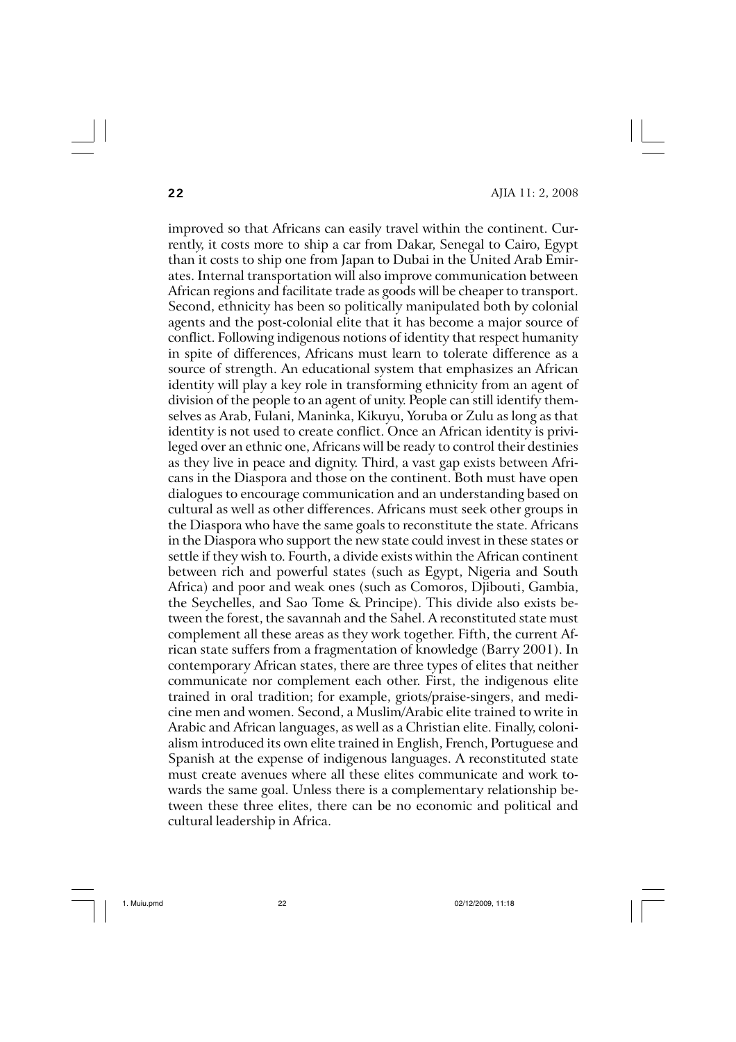improved so that Africans can easily travel within the continent. Currently, it costs more to ship a car from Dakar, Senegal to Cairo, Egypt than it costs to ship one from Japan to Dubai in the United Arab Emirates. Internal transportation will also improve communication between African regions and facilitate trade as goods will be cheaper to transport. Second, ethnicity has been so politically manipulated both by colonial agents and the post-colonial elite that it has become a major source of conflict. Following indigenous notions of identity that respect humanity in spite of differences, Africans must learn to tolerate difference as a source of strength. An educational system that emphasizes an African identity will play a key role in transforming ethnicity from an agent of division of the people to an agent of unity. People can still identify themselves as Arab, Fulani, Maninka, Kikuyu, Yoruba or Zulu as long as that identity is not used to create conflict. Once an African identity is privileged over an ethnic one, Africans will be ready to control their destinies as they live in peace and dignity. Third, a vast gap exists between Africans in the Diaspora and those on the continent. Both must have open dialogues to encourage communication and an understanding based on cultural as well as other differences. Africans must seek other groups in the Diaspora who have the same goals to reconstitute the state. Africans in the Diaspora who support the new state could invest in these states or settle if they wish to. Fourth, a divide exists within the African continent between rich and powerful states (such as Egypt, Nigeria and South Africa) and poor and weak ones (such as Comoros, Djibouti, Gambia, the Seychelles, and Sao Tome & Principe). This divide also exists between the forest, the savannah and the Sahel. A reconstituted state must complement all these areas as they work together. Fifth, the current African state suffers from a fragmentation of knowledge (Barry 2001). In contemporary African states, there are three types of elites that neither communicate nor complement each other. First, the indigenous elite trained in oral tradition; for example, griots/praise-singers, and medicine men and women. Second, a Muslim/Arabic elite trained to write in Arabic and African languages, as well as a Christian elite. Finally, colonialism introduced its own elite trained in English, French, Portuguese and Spanish at the expense of indigenous languages. A reconstituted state must create avenues where all these elites communicate and work towards the same goal. Unless there is a complementary relationship between these three elites, there can be no economic and political and cultural leadership in Africa.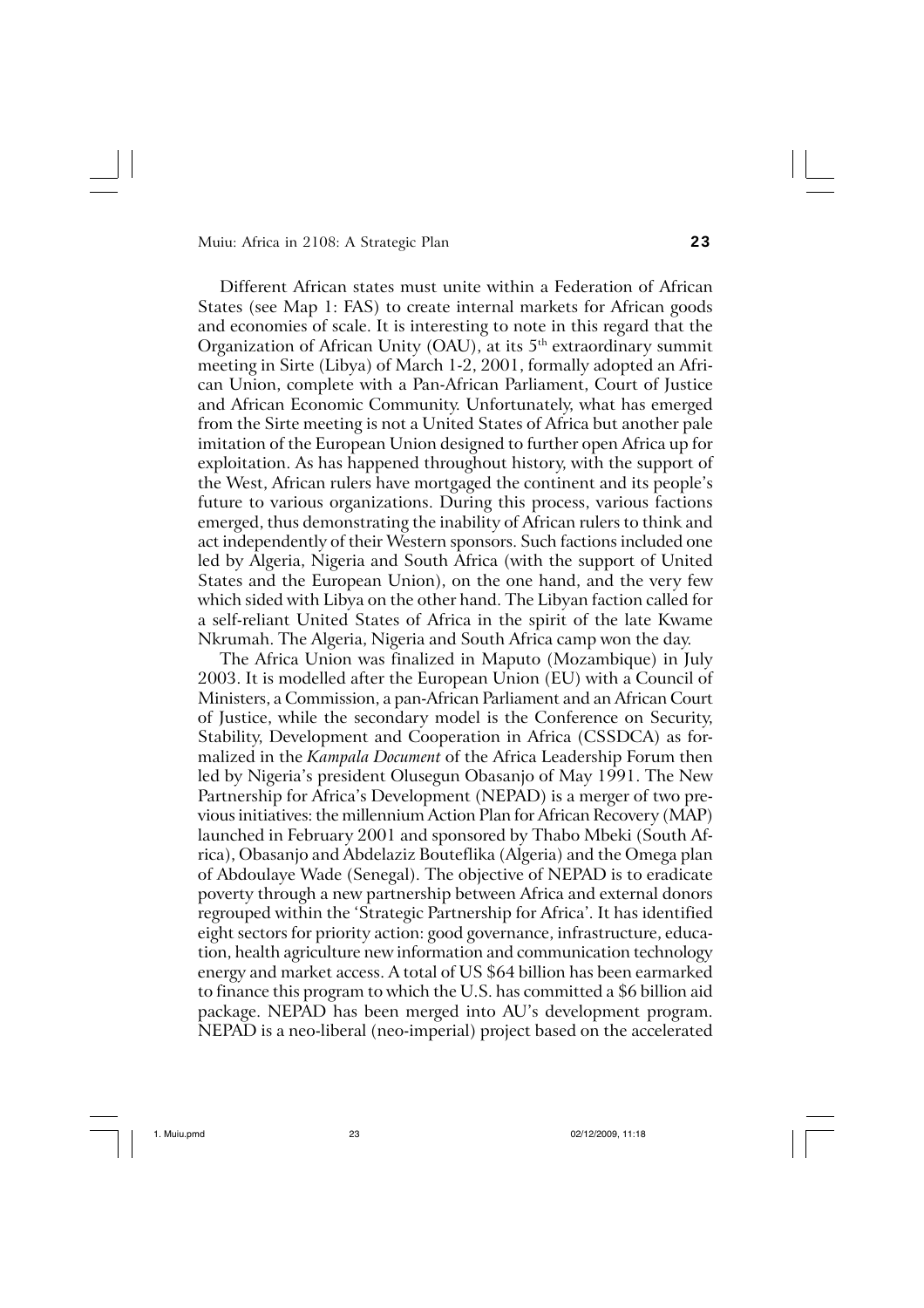Different African states must unite within a Federation of African States (see Map 1: FAS) to create internal markets for African goods and economies of scale. It is interesting to note in this regard that the Organization of African Unity (OAU), at its 5th extraordinary summit meeting in Sirte (Libya) of March 1-2, 2001, formally adopted an African Union, complete with a Pan-African Parliament, Court of Justice and African Economic Community. Unfortunately, what has emerged from the Sirte meeting is not a United States of Africa but another pale imitation of the European Union designed to further open Africa up for exploitation. As has happened throughout history, with the support of the West, African rulers have mortgaged the continent and its people's future to various organizations. During this process, various factions emerged, thus demonstrating the inability of African rulers to think and act independently of their Western sponsors. Such factions included one led by Algeria, Nigeria and South Africa (with the support of United States and the European Union), on the one hand, and the very few which sided with Libya on the other hand. The Libyan faction called for a self-reliant United States of Africa in the spirit of the late Kwame Nkrumah. The Algeria, Nigeria and South Africa camp won the day.

The Africa Union was finalized in Maputo (Mozambique) in July 2003. It is modelled after the European Union (EU) with a Council of Ministers, a Commission, a pan-African Parliament and an African Court of Justice, while the secondary model is the Conference on Security, Stability, Development and Cooperation in Africa (CSSDCA) as formalized in the *Kampala Document* of the Africa Leadership Forum then led by Nigeria's president Olusegun Obasanjo of May 1991. The New Partnership for Africa's Development (NEPAD) is a merger of two previous initiatives: the millennium Action Plan for African Recovery (MAP) launched in February 2001 and sponsored by Thabo Mbeki (South Africa), Obasanjo and Abdelaziz Bouteflika (Algeria) and the Omega plan of Abdoulaye Wade (Senegal). The objective of NEPAD is to eradicate poverty through a new partnership between Africa and external donors regrouped within the 'Strategic Partnership for Africa'. It has identified eight sectors for priority action: good governance, infrastructure, education, health agriculture new information and communication technology energy and market access. A total of US $64 billion has been earmarked to finance this program to which the U.S. has committed a $6 billion aid package. NEPAD has been merged into AU's development program. NEPAD is a neo-liberal (neo-imperial) project based on the accelerated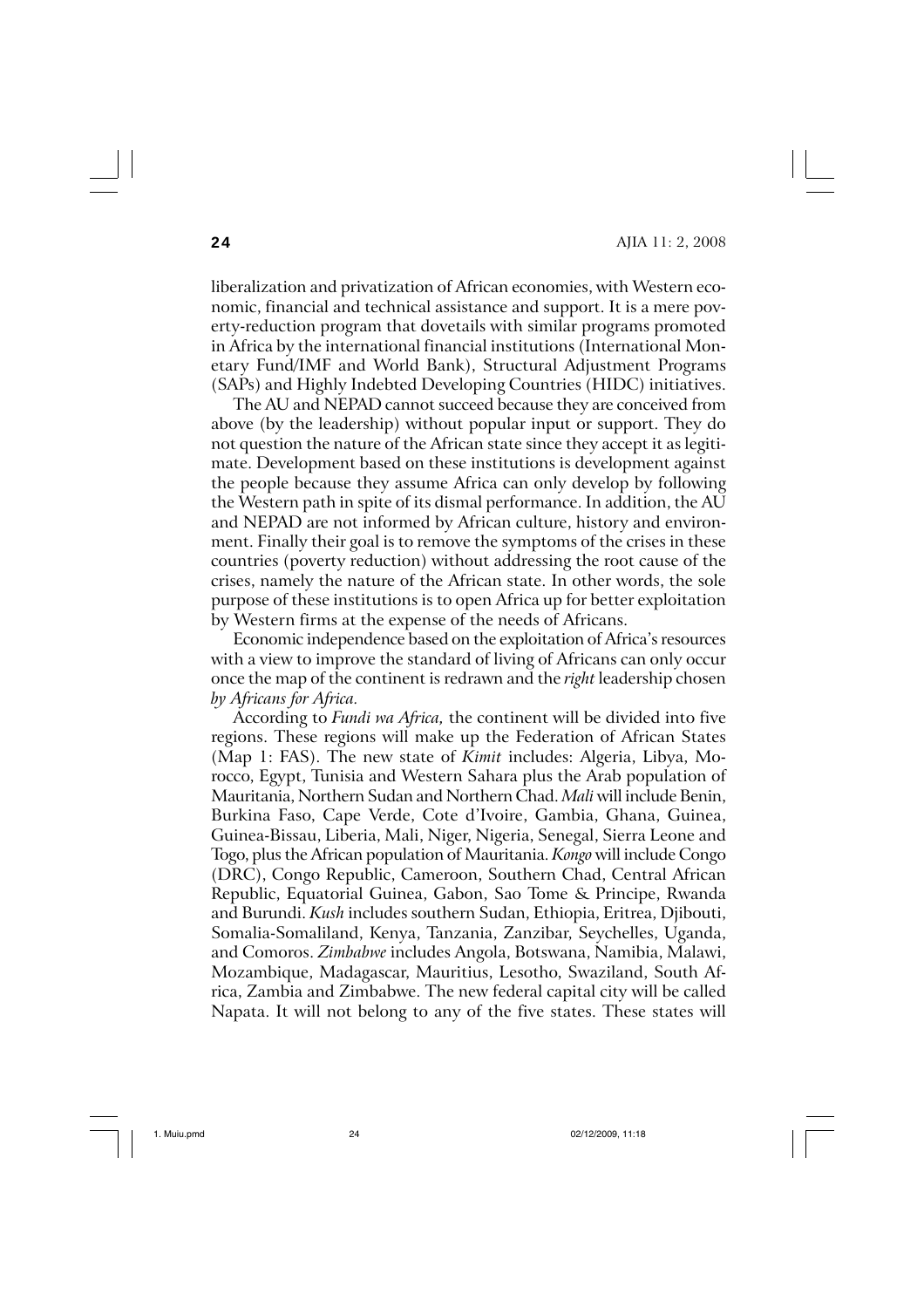liberalization and privatization of African economies, with Western economic, financial and technical assistance and support. It is a mere poverty-reduction program that dovetails with similar programs promoted in Africa by the international financial institutions (International Monetary Fund/IMF and World Bank), Structural Adjustment Programs (SAPs) and Highly Indebted Developing Countries (HIDC) initiatives.

The AU and NEPAD cannot succeed because they are conceived from above (by the leadership) without popular input or support. They do not question the nature of the African state since they accept it as legitimate. Development based on these institutions is development against the people because they assume Africa can only develop by following the Western path in spite of its dismal performance. In addition, the AU and NEPAD are not informed by African culture, history and environment. Finally their goal is to remove the symptoms of the crises in these countries (poverty reduction) without addressing the root cause of the crises, namely the nature of the African state. In other words, the sole purpose of these institutions is to open Africa up for better exploitation by Western firms at the expense of the needs of Africans.

Economic independence based on the exploitation of Africa's resources with a view to improve the standard of living of Africans can only occur once the map of the continent is redrawn and the *right* leadership chosen *by Africans for Africa.*

According to *Fundi wa Africa,* the continent will be divided into five regions. These regions will make up the Federation of African States (Map 1: FAS). The new state of *Kimit* includes: Algeria, Libya, Morocco, Egypt, Tunisia and Western Sahara plus the Arab population of Mauritania, Northern Sudan and Northern Chad. *Mali* will include Benin, Burkina Faso, Cape Verde, Cote d'Ivoire, Gambia, Ghana, Guinea, Guinea-Bissau, Liberia, Mali, Niger, Nigeria, Senegal, Sierra Leone and Togo, plus the African population of Mauritania. *Kongo* will include Congo (DRC), Congo Republic, Cameroon, Southern Chad, Central African Republic, Equatorial Guinea, Gabon, Sao Tome & Principe, Rwanda and Burundi. *Kush* includes southern Sudan, Ethiopia, Eritrea, Djibouti, Somalia-Somaliland, Kenya, Tanzania, Zanzibar, Seychelles, Uganda, and Comoros. *Zimbabwe* includes Angola, Botswana, Namibia, Malawi, Mozambique, Madagascar, Mauritius, Lesotho, Swaziland, South Africa, Zambia and Zimbabwe. The new federal capital city will be called Napata. It will not belong to any of the five states. These states will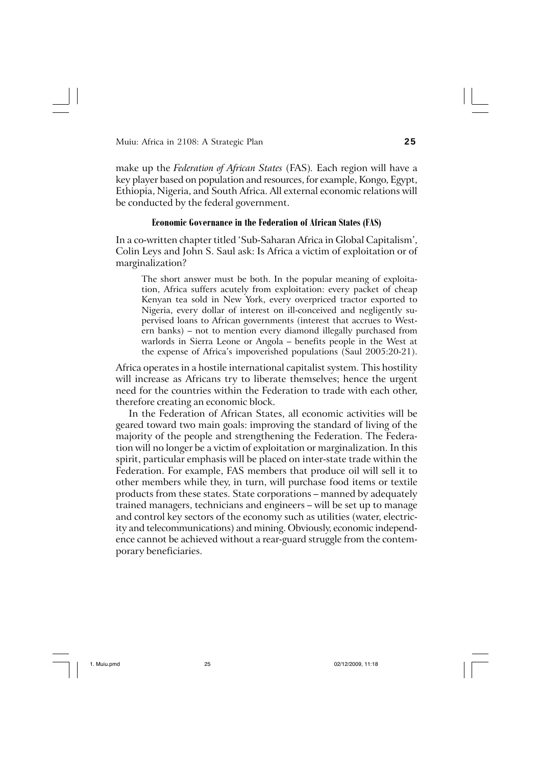make up the *Federation of African States* (FAS). Each region will have a key player based on population and resources, for example, Kongo, Egypt, Ethiopia, Nigeria, and South Africa. All external economic relations will be conducted by the federal government.

### Economic Governance in the Federation of African States (FAS)

In a co-written chapter titled 'Sub-Saharan Africa in Global Capitalism', Colin Leys and John S. Saul ask: Is Africa a victim of exploitation or of marginalization?

> The short answer must be both. In the popular meaning of exploitation, Africa suffers acutely from exploitation: every packet of cheap Kenyan tea sold in New York, every overpriced tractor exported to Nigeria, every dollar of interest on ill-conceived and negligently supervised loans to African governments (interest that accrues to Western banks) – not to mention every diamond illegally purchased from warlords in Sierra Leone or Angola – benefits people in the West at the expense of Africa's impoverished populations (Saul 2005:20-21).

Africa operates in a hostile international capitalist system. This hostility will increase as Africans try to liberate themselves; hence the urgent need for the countries within the Federation to trade with each other, therefore creating an economic block.

In the Federation of African States, all economic activities will be geared toward two main goals: improving the standard of living of the majority of the people and strengthening the Federation. The Federation will no longer be a victim of exploitation or marginalization. In this spirit, particular emphasis will be placed on inter-state trade within the Federation. For example, FAS members that produce oil will sell it to other members while they, in turn, will purchase food items or textile products from these states. State corporations – manned by adequately trained managers, technicians and engineers – will be set up to manage and control key sectors of the economy such as utilities (water, electricity and telecommunications) and mining. Obviously, economic independence cannot be achieved without a rear-guard struggle from the contemporary beneficiaries.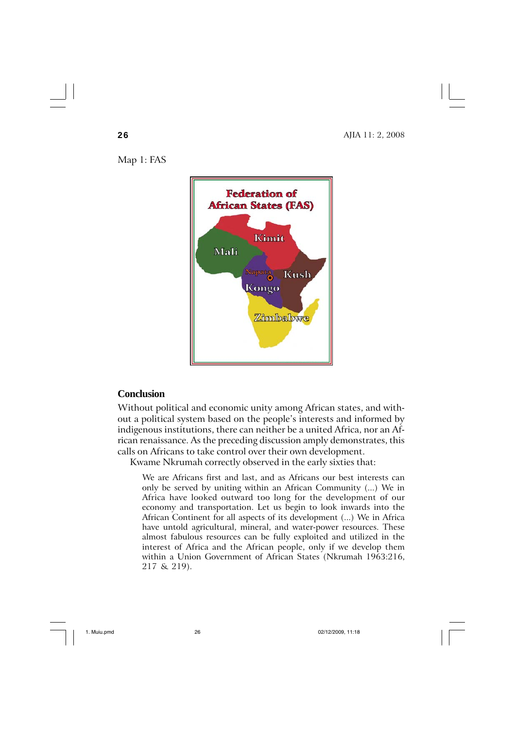Map 1: FAS

## Conclusion

Without political and economic unity among African states, and without a political system based on the people's interests and informed by indigenous institutions, there can neither be a united Africa, nor an African renaissance. As the preceding discussion amply demonstrates, this calls on Africans to take control over their own development.

Kwame Nkrumah correctly observed in the early sixties that:

> We are Africans first and last, and as Africans our best interests can only be served by uniting within an African Community (...) We in Africa have looked outward too long for the development of our economy and transportation. Let us begin to look inwards into the African Continent for all aspects of its development (...) We in Africa have untold agricultural, mineral, and water-power resources. These almost fabulous resources can be fully exploited and utilized in the interest of Africa and the African people, only if we develop them within a Union Government of African States (Nkrumah 1963:216, 217 & 219).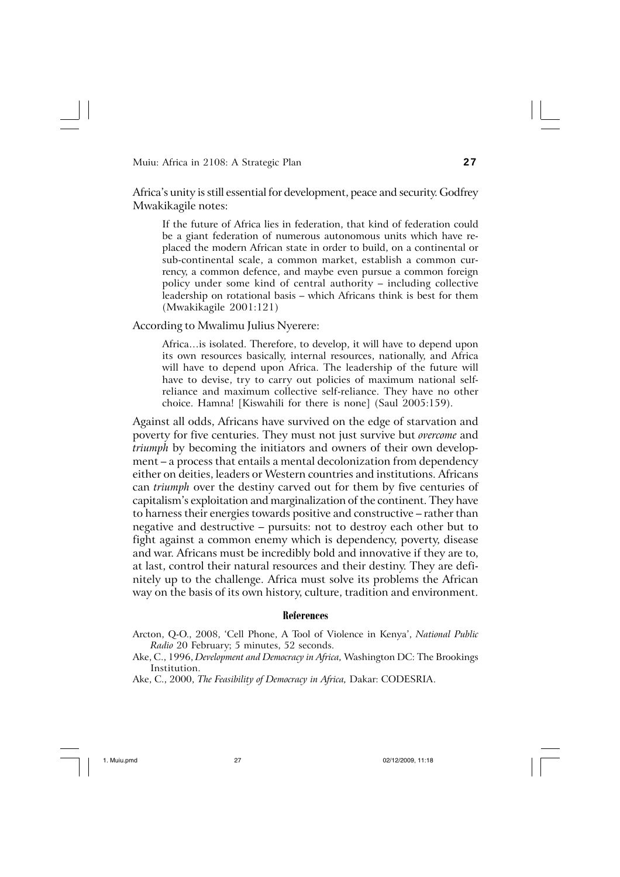Africa's unity is still essential for development, peace and security. Godfrey Mwakikagile notes:

> If the future of Africa lies in federation, that kind of federation could be a giant federation of numerous autonomous units which have replaced the modern African state in order to build, on a continental or sub-continental scale, a common market, establish a common currency, a common defence, and maybe even pursue a common foreign policy under some kind of central authority – including collective leadership on rotational basis – which Africans think is best for them (Mwakikagile 2001:121)

According to Mwalimu Julius Nyerere:

> Africa…is isolated. Therefore, to develop, it will have to depend upon its own resources basically, internal resources, nationally, and Africa will have to depend upon Africa. The leadership of the future will have to devise, try to carry out policies of maximum national self-reliance and maximum collective self-reliance. They have no other choice. Hamna! [Kiswahili for there is none] (Saul 2005:159).

Against all odds, Africans have survived on the edge of starvation and poverty for five centuries. They must not just survive but *overcome* and *triumph* by becoming the initiators and owners of their own development – a process that entails a mental decolonization from dependency either on deities, leaders or Western countries and institutions. Africans can *triumph* over the destiny carved out for them by five centuries of capitalism's exploitation and marginalization of the continent. They have to harness their energies towards positive and constructive – rather than negative and destructive – pursuits: not to destroy each other but to fight against a common enemy which is dependency, poverty, disease and war. Africans must be incredibly bold and innovative if they are to, at last, control their natural resources and their destiny. They are definitely up to the challenge. Africa must solve its problems the African way on the basis of its own history, culture, tradition and environment.

## References

Arcton, Q-O., 2008, 'Cell Phone, A Tool of Violence in Kenya', *National Public Radio* 20 February; 5 minutes, 52 seconds.

Ake, C., 1996, *Development and Democracy in Africa,* Washington DC: The Brookings Institution.

Ake, C., 2000, *The Feasibility of Democracy in Africa,* Dakar: CODESRIA.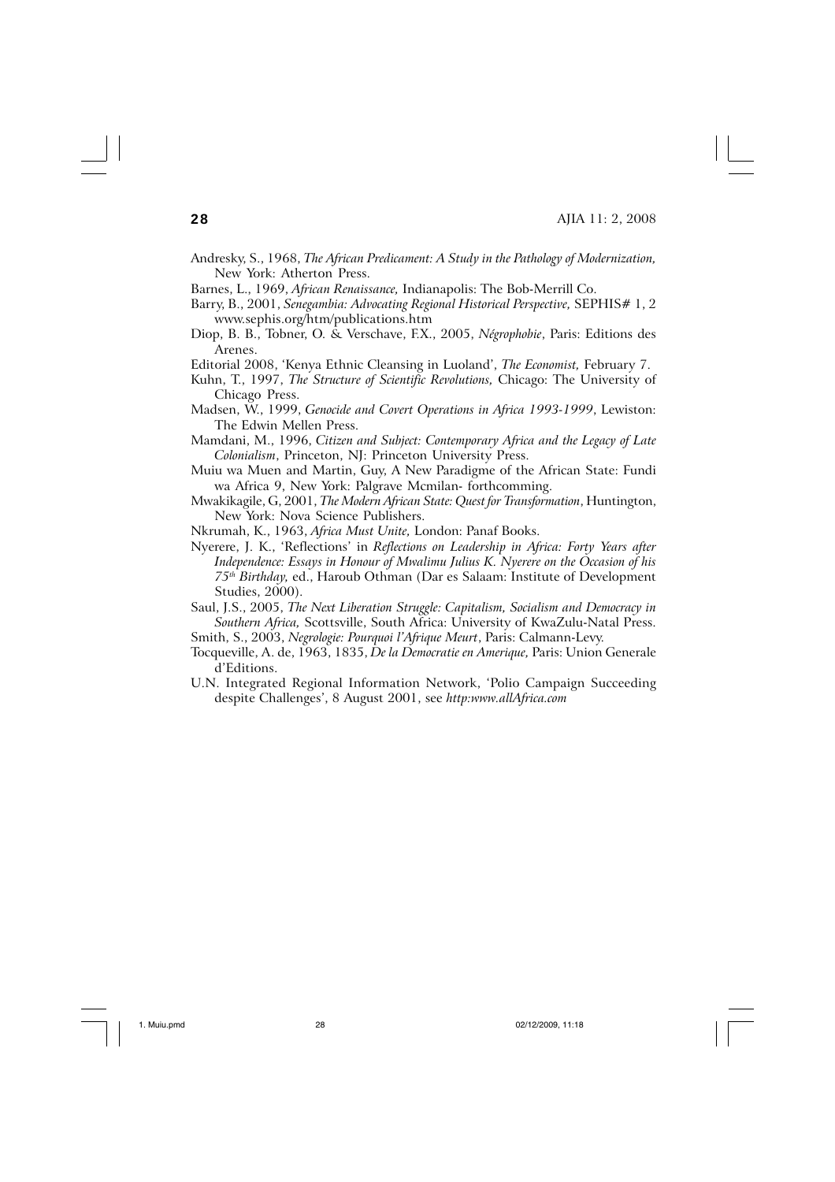Andresky, S., 1968, *The African Predicament: A Study in the Pathology of Modernization,* New York: Atherton Press.

Barnes, L., 1969, *African Renaissance,* Indianapolis: The Bob-Merrill Co.

Barry, B., 2001, *Senegambia: Advocating Regional Historical Perspective,* SEPHIS# 1, 2 www.sephis.org/htm/publications.htm

Diop, B. B., Tobner, O. & Verschave, F.X., 2005, *Négrophobie*, Paris: Editions des Arenes.

Editorial 2008, 'Kenya Ethnic Cleansing in Luoland', *The Economist,* February 7.

Kuhn, T., 1997, *The Structure of Scientific Revolutions,* Chicago: The University of Chicago Press.

Madsen, W., 1999, *Genocide and Covert Operations in Africa 1993-1999*, Lewiston: The Edwin Mellen Press.

Mamdani, M., 1996, *Citizen and Subject: Contemporary Africa and the Legacy of Late Colonialism*, Princeton, NJ: Princeton University Press.

Muiu wa Muen and Martin, Guy, A New Paradigme of the African State: Fundi wa Africa 9, New York: Palgrave Mcmilan- forthcomming.

Mwakikagile, G, 2001, *The Modern African State: Quest for Transformation*, Huntington, New York: Nova Science Publishers.

Nkrumah, K., 1963, *Africa Must Unite,* London: Panaf Books.

Nyerere, J. K., 'Reflections' in *Reflections on Leadership in Africa: Forty Years after Independence: Essays in Honour of Mwalimu Julius K. Nyerere on the Occasion of his 75th Birthday,* ed., Haroub Othman (Dar es Salaam: Institute of Development Studies, 2000).

Saul, J.S., 2005, *The Next Liberation Struggle: Capitalism, Socialism and Democracy in Southern Africa,* Scottsville, South Africa: University of KwaZulu-Natal Press.

Smith, S., 2003, *Negrologie: Pourquoi l'Afrique Meurt*, Paris: Calmann-Levy.

Tocqueville, A. de, 1963, 1835, *De la Democratie en Amerique,* Paris: Union Generale d'Editions.

U.N. Integrated Regional Information Network, 'Polio Campaign Succeeding despite Challenges', 8 August 2001, see *http:www.allAfrica.com*